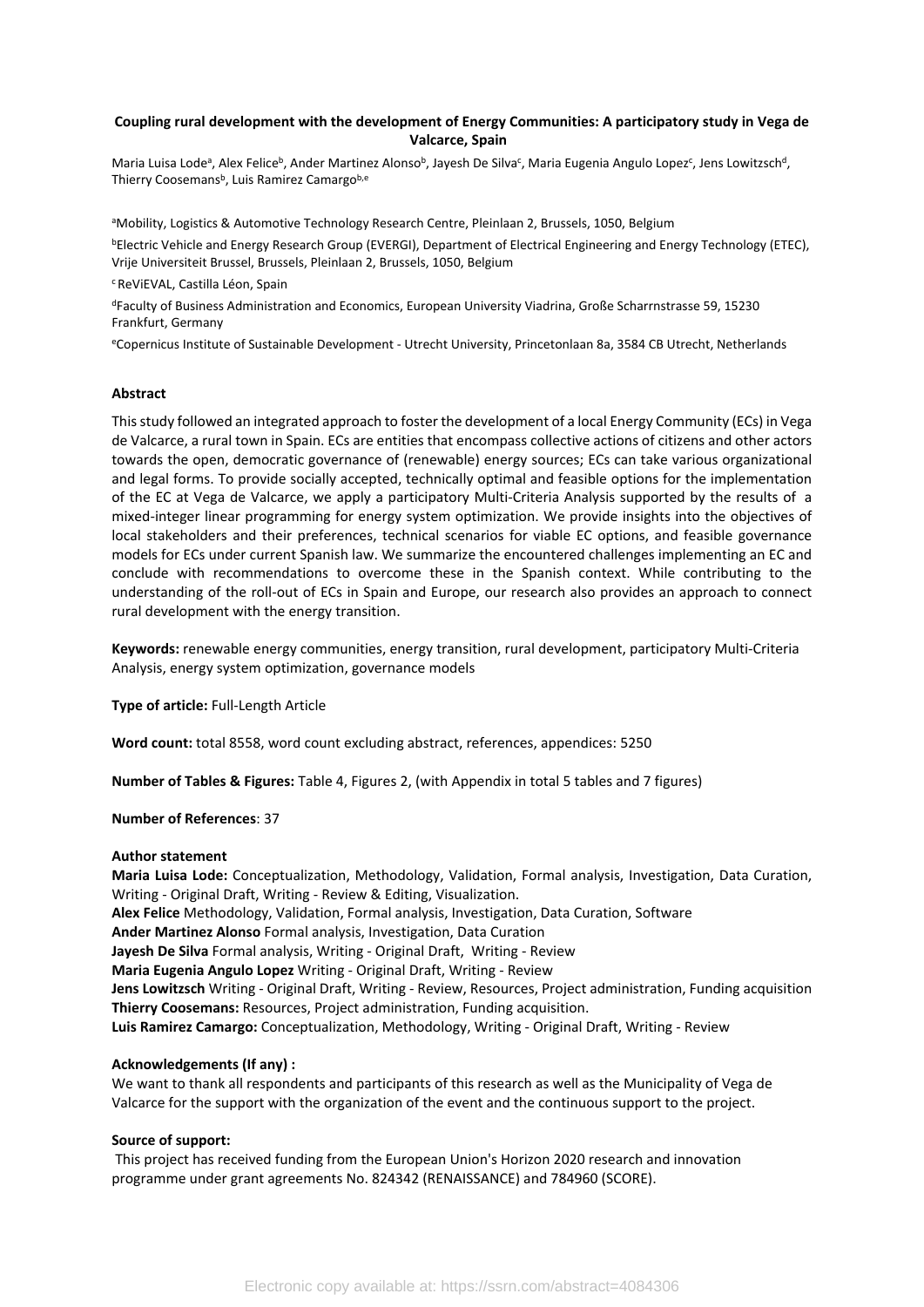# Coupling rural development with the development of Energy Communities: A participatory study in Vega de Valcarce, Spain

Maria Luisa Lode[a], Alex Felice[b], Ander Martinez Alonso[b], Jayesh De Silva[c], Maria Eugenia Angulo Lopez[c], Jens Lowitzsch[d], Thierry Coosemans[b], Luis Ramirez Camargo[b,e]

[a]Mobility, Logistics & Automotive Technology Research Centre, Pleinlaan 2, Brussels, 1050, Belgium

[b]Electric Vehicle and Energy Research Group (EVERGI), Department of Electrical Engineering and Energy Technology (ETEC), Vrije Universiteit Brussel, Brussels, Pleinlaan 2, Brussels, 1050, Belgium

[c] ReViEVAL, Castilla Léon, Spain

[d]Faculty of Business Administration and Economics, European University Viadrina, Große Scharrnstrasse 59, 15230 Frankfurt, Germany

[e]Copernicus Institute of Sustainable Development - Utrecht University, Princetonlaan 8a, 3584 CB Utrecht, Netherlands

## Abstract

This study followed an integrated approach to foster the development of a local Energy Community (ECs) in Vega de Valcarce, a rural town in Spain. ECs are entities that encompass collective actions of citizens and other actors towards the open, democratic governance of (renewable) energy sources; ECs can take various organizational and legal forms. To provide socially accepted, technically optimal and feasible options for the implementation of the EC at Vega de Valcarce, we apply a participatory Multi-Criteria Analysis supported by the results of a mixed-integer linear programming for energy system optimization. We provide insights into the objectives of local stakeholders and their preferences, technical scenarios for viable EC options, and feasible governance models for ECs under current Spanish law. We summarize the encountered challenges implementing an EC and conclude with recommendations to overcome these in the Spanish context. While contributing to the understanding of the roll-out of ECs in Spain and Europe, our research also provides an approach to connect rural development with the energy transition.

**Keywords:** renewable energy communities, energy transition, rural development, participatory Multi-Criteria Analysis, energy system optimization, governance models

**Type of article:** Full-Length Article

**Word count:** total 8558, word count excluding abstract, references, appendices: 5250

**Number of Tables & Figures:** Table 4, Figures 2, (with Appendix in total 5 tables and 7 figures)

**Number of References**: 37

**Author statement**

**Maria Luisa Lode:** Conceptualization, Methodology, Validation, Formal analysis, Investigation, Data Curation, Writing - Original Draft, Writing - Review & Editing, Visualization.
**Alex Felice** Methodology, Validation, Formal analysis, Investigation, Data Curation, Software
**Ander Martinez Alonso** Formal analysis, Investigation, Data Curation
**Jayesh De Silva** Formal analysis, Writing - Original Draft, Writing - Review
**Maria Eugenia Angulo Lopez** Writing - Original Draft, Writing - Review
**Jens Lowitzsch** Writing - Original Draft, Writing - Review, Resources, Project administration, Funding acquisition
**Thierry Coosemans:** Resources, Project administration, Funding acquisition.
**Luis Ramirez Camargo:** Conceptualization, Methodology, Writing - Original Draft, Writing - Review

**Acknowledgements (If any) :**
We want to thank all respondents and participants of this research as well as the Municipality of Vega de Valcarce for the support with the organization of the event and the continuous support to the project.

**Source of support:**
This project has received funding from the European Union's Horizon 2020 research and innovation programme under grant agreements No. 824342 (RENAISSANCE) and 784960 (SCORE).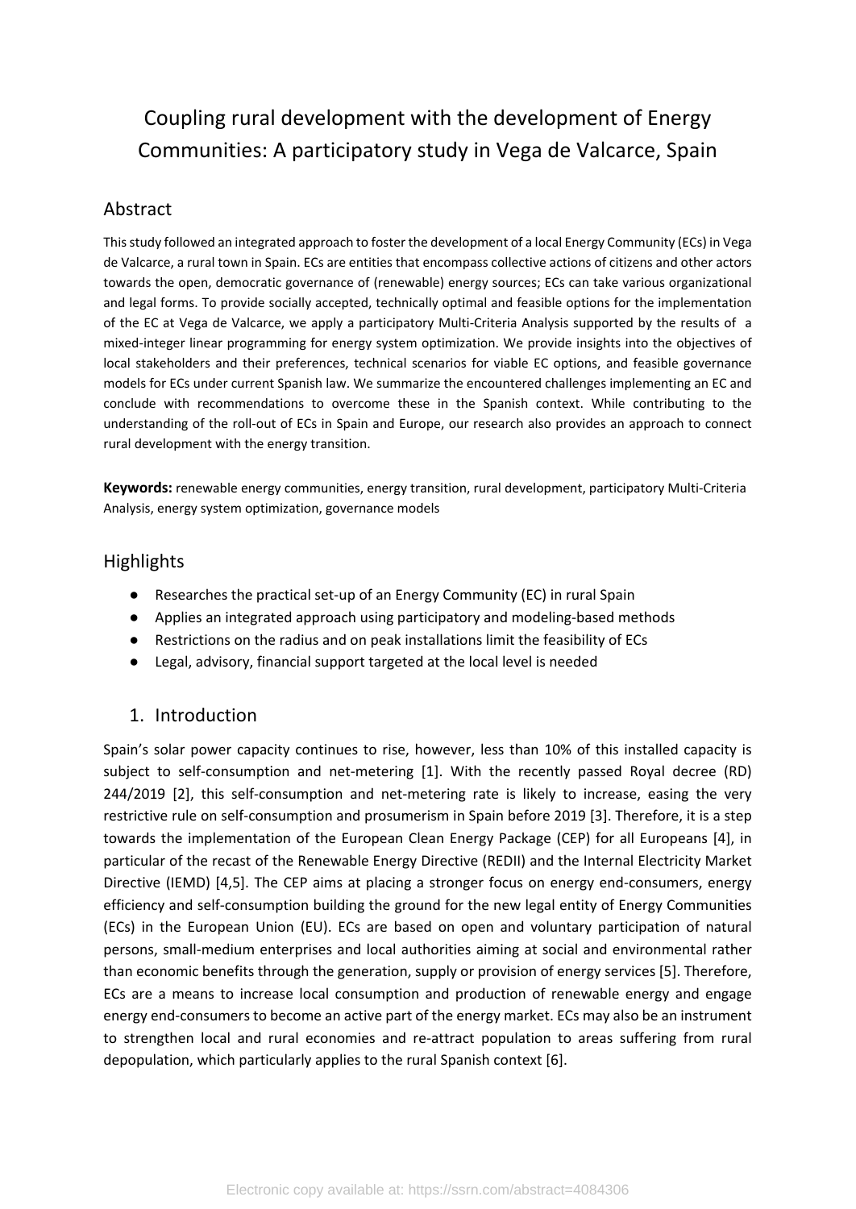# Coupling rural development with the development of Energy Communities: A participatory study in Vega de Valcarce, Spain

## Abstract

This study followed an integrated approach to foster the development of a local Energy Community (ECs) in Vega de Valcarce, a rural town in Spain. ECs are entities that encompass collective actions of citizens and other actors towards the open, democratic governance of (renewable) energy sources; ECs can take various organizational and legal forms. To provide socially accepted, technically optimal and feasible options for the implementation of the EC at Vega de Valcarce, we apply a participatory Multi-Criteria Analysis supported by the results of a mixed-integer linear programming for energy system optimization. We provide insights into the objectives of local stakeholders and their preferences, technical scenarios for viable EC options, and feasible governance models for ECs under current Spanish law. We summarize the encountered challenges implementing an EC and conclude with recommendations to overcome these in the Spanish context. While contributing to the understanding of the roll-out of ECs in Spain and Europe, our research also provides an approach to connect rural development with the energy transition.

**Keywords:** renewable energy communities, energy transition, rural development, participatory Multi-Criteria Analysis, energy system optimization, governance models

## Highlights

- Researches the practical set-up of an Energy Community (EC) in rural Spain
- Applies an integrated approach using participatory and modeling-based methods
- Restrictions on the radius and on peak installations limit the feasibility of ECs
- Legal, advisory, financial support targeted at the local level is needed

## 1. Introduction

Spain's solar power capacity continues to rise, however, less than 10% of this installed capacity is subject to self-consumption and net-metering [1]. With the recently passed Royal decree (RD) 244/2019 [2], this self-consumption and net-metering rate is likely to increase, easing the very restrictive rule on self-consumption and prosumerism in Spain before 2019 [3]. Therefore, it is a step towards the implementation of the European Clean Energy Package (CEP) for all Europeans [4], in particular of the recast of the Renewable Energy Directive (REDII) and the Internal Electricity Market Directive (IEMD) [4,5]. The CEP aims at placing a stronger focus on energy end-consumers, energy efficiency and self-consumption building the ground for the new legal entity of Energy Communities (ECs) in the European Union (EU). ECs are based on open and voluntary participation of natural persons, small-medium enterprises and local authorities aiming at social and environmental rather than economic benefits through the generation, supply or provision of energy services [5]. Therefore, ECs are a means to increase local consumption and production of renewable energy and engage energy end-consumers to become an active part of the energy market. ECs may also be an instrument to strengthen local and rural economies and re-attract population to areas suffering from rural depopulation, which particularly applies to the rural Spanish context [6].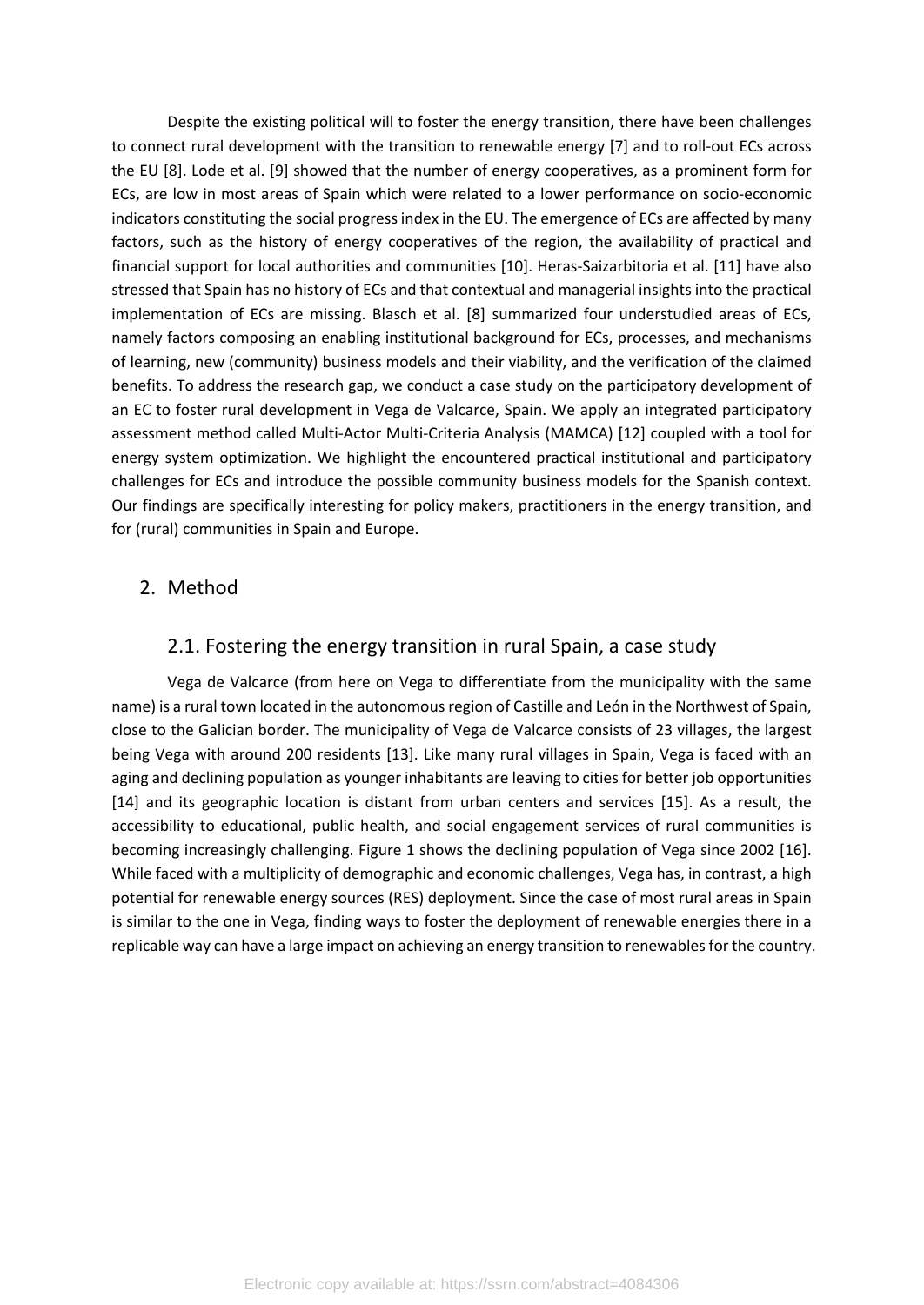Despite the existing political will to foster the energy transition, there have been challenges to connect rural development with the transition to renewable energy [7] and to roll-out ECs across the EU [8]. Lode et al. [9] showed that the number of energy cooperatives, as a prominent form for ECs, are low in most areas of Spain which were related to a lower performance on socio-economic indicators constituting the social progress index in the EU. The emergence of ECs are affected by many factors, such as the history of energy cooperatives of the region, the availability of practical and financial support for local authorities and communities [10]. Heras-Saizarbitoria et al. [11] have also stressed that Spain has no history of ECs and that contextual and managerial insights into the practical implementation of ECs are missing. Blasch et al. [8] summarized four understudied areas of ECs, namely factors composing an enabling institutional background for ECs, processes, and mechanisms of learning, new (community) business models and their viability, and the verification of the claimed benefits. To address the research gap, we conduct a case study on the participatory development of an EC to foster rural development in Vega de Valcarce, Spain. We apply an integrated participatory assessment method called Multi-Actor Multi-Criteria Analysis (MAMCA) [12] coupled with a tool for energy system optimization. We highlight the encountered practical institutional and participatory challenges for ECs and introduce the possible community business models for the Spanish context. Our findings are specifically interesting for policy makers, practitioners in the energy transition, and for (rural) communities in Spain and Europe.

## 2. Method

### 2.1. Fostering the energy transition in rural Spain, a case study

Vega de Valcarce (from here on Vega to differentiate from the municipality with the same name) is a rural town located in the autonomous region of Castille and León in the Northwest of Spain, close to the Galician border. The municipality of Vega de Valcarce consists of 23 villages, the largest being Vega with around 200 residents [13]. Like many rural villages in Spain, Vega is faced with an aging and declining population as younger inhabitants are leaving to cities for better job opportunities [14] and its geographic location is distant from urban centers and services [15]. As a result, the accessibility to educational, public health, and social engagement services of rural communities is becoming increasingly challenging. Figure 1 shows the declining population of Vega since 2002 [16]. While faced with a multiplicity of demographic and economic challenges, Vega has, in contrast, a high potential for renewable energy sources (RES) deployment. Since the case of most rural areas in Spain is similar to the one in Vega, finding ways to foster the deployment of renewable energies there in a replicable way can have a large impact on achieving an energy transition to renewables for the country.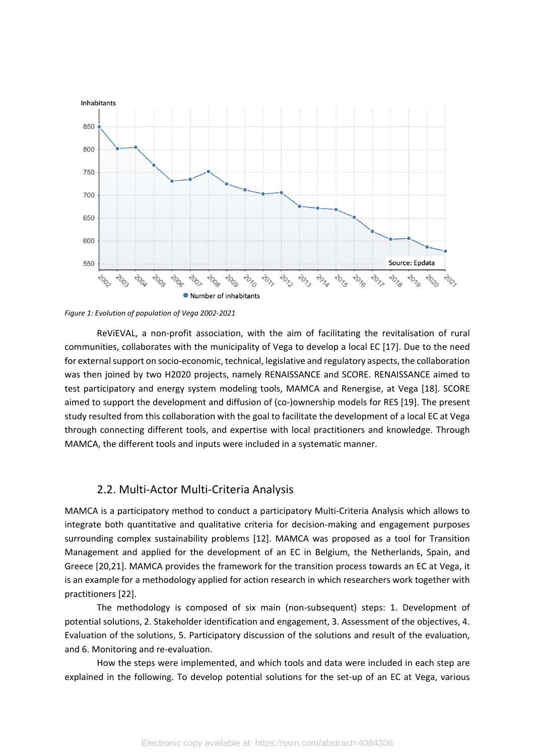*Figure 1: Evolution of population of Vega 2002-2021*

ReViEVAL, a non-profit association, with the aim of facilitating the revitalisation of rural communities, collaborates with the municipality of Vega to develop a local EC [17]. Due to the need for external support on socio-economic, technical, legislative and regulatory aspects, the collaboration was then joined by two H2020 projects, namely RENAISSANCE and SCORE. RENAISSANCE aimed to test participatory and energy system modeling tools, MAMCA and Renergise, at Vega [18]. SCORE aimed to support the development and diffusion of (co-)ownership models for RES [19]. The present study resulted from this collaboration with the goal to facilitate the development of a local EC at Vega through connecting different tools, and expertise with local practitioners and knowledge. Through MAMCA, the different tools and inputs were included in a systematic manner.

## 2.2. Multi-Actor Multi-Criteria Analysis

MAMCA is a participatory method to conduct a participatory Multi-Criteria Analysis which allows to integrate both quantitative and qualitative criteria for decision-making and engagement purposes surrounding complex sustainability problems [12]. MAMCA was proposed as a tool for Transition Management and applied for the development of an EC in Belgium, the Netherlands, Spain, and Greece [20,21]. MAMCA provides the framework for the transition process towards an EC at Vega, it is an example for a methodology applied for action research in which researchers work together with practitioners [22].

The methodology is composed of six main (non-subsequent) steps: 1. Development of potential solutions, 2. Stakeholder identification and engagement, 3. Assessment of the objectives, 4. Evaluation of the solutions, 5. Participatory discussion of the solutions and result of the evaluation, and 6. Monitoring and re-evaluation.

How the steps were implemented, and which tools and data were included in each step are explained in the following. To develop potential solutions for the set-up of an EC at Vega, various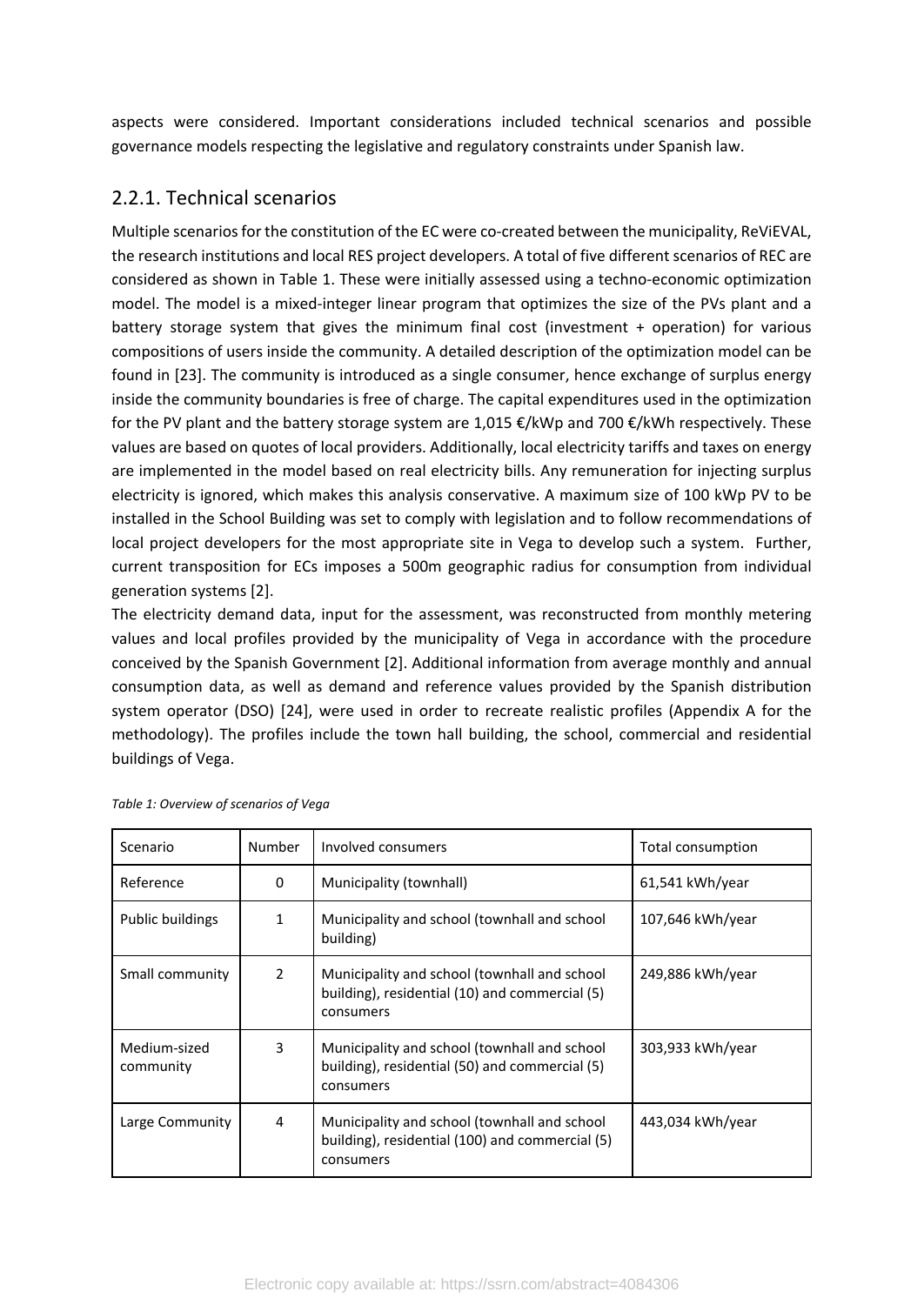aspects were considered. Important considerations included technical scenarios and possible governance models respecting the legislative and regulatory constraints under Spanish law.

### 2.2.1. Technical scenarios

Multiple scenarios for the constitution of the EC were co-created between the municipality, ReViEVAL, the research institutions and local RES project developers. A total of five different scenarios of REC are considered as shown in Table 1. These were initially assessed using a techno-economic optimization model. The model is a mixed-integer linear program that optimizes the size of the PVs plant and a battery storage system that gives the minimum final cost (investment + operation) for various compositions of users inside the community. A detailed description of the optimization model can be found in [23]. The community is introduced as a single consumer, hence exchange of surplus energy inside the community boundaries is free of charge. The capital expenditures used in the optimization for the PV plant and the battery storage system are 1,015 €/kWp and 700 €/kWh respectively. These values are based on quotes of local providers. Additionally, local electricity tariffs and taxes on energy are implemented in the model based on real electricity bills. Any remuneration for injecting surplus electricity is ignored, which makes this analysis conservative. A maximum size of 100 kWp PV to be installed in the School Building was set to comply with legislation and to follow recommendations of local project developers for the most appropriate site in Vega to develop such a system. Further, current transposition for ECs imposes a 500m geographic radius for consumption from individual generation systems [2].

The electricity demand data, input for the assessment, was reconstructed from monthly metering values and local profiles provided by the municipality of Vega in accordance with the procedure conceived by the Spanish Government [2]. Additional information from average monthly and annual consumption data, as well as demand and reference values provided by the Spanish distribution system operator (DSO) [24], were used in order to recreate realistic profiles (Appendix A for the methodology). The profiles include the town hall building, the school, commercial and residential buildings of Vega.

*Table 1: Overview of scenarios of Vega*

| Scenario | Number | Involved consumers | Total consumption |
|---|---|---|---|
| Reference | 0 | Municipality (townhall) | 61,541 kWh/year |
| Public buildings | 1 | Municipality and school (townhall and school building) | 107,646 kWh/year |
| Small community | 2 | Municipality and school (townhall and school building), residential (10) and commercial (5) consumers | 249,886 kWh/year |
| Medium-sized community | 3 | Municipality and school (townhall and school building), residential (50) and commercial (5) consumers | 303,933 kWh/year |
| Large Community | 4 | Municipality and school (townhall and school building), residential (100) and commercial (5) consumers | 443,034 kWh/year |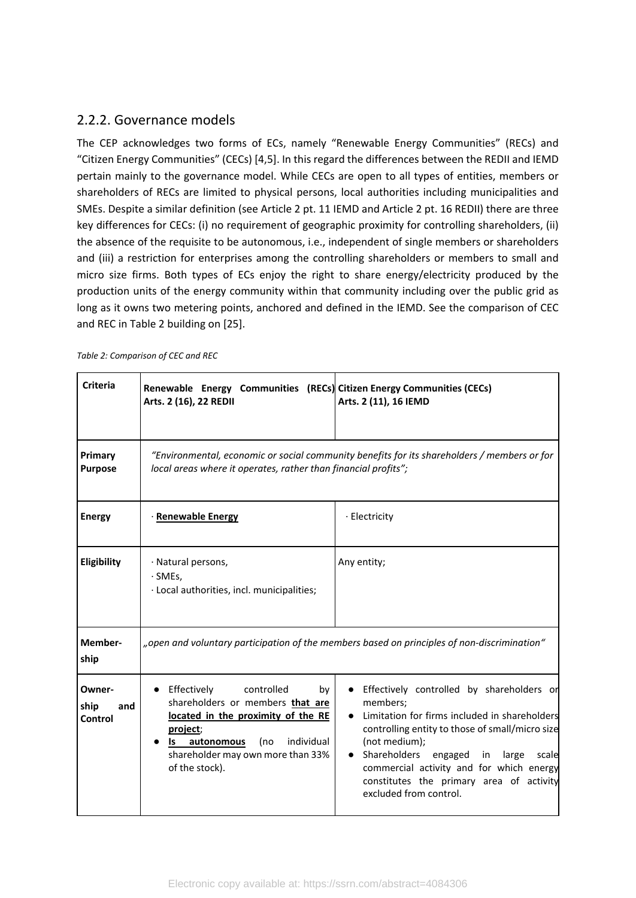### 2.2.2. Governance models

The CEP acknowledges two forms of ECs, namely "Renewable Energy Communities" (RECs) and "Citizen Energy Communities" (CECs) [4,5]. In this regard the differences between the REDII and IEMD pertain mainly to the governance model. While CECs are open to all types of entities, members or shareholders of RECs are limited to physical persons, local authorities including municipalities and SMEs. Despite a similar definition (see Article 2 pt. 11 IEMD and Article 2 pt. 16 REDII) there are three key differences for CECs: (i) no requirement of geographic proximity for controlling shareholders, (ii) the absence of the requisite to be autonomous, i.e., independent of single members or shareholders and (iii) a restriction for enterprises among the controlling shareholders or members to small and micro size firms. Both types of ECs enjoy the right to share energy/electricity produced by the production units of the energy community within that community including over the public grid as long as it owns two metering points, anchored and defined in the IEMD. See the comparison of CEC and REC in Table 2 building on [25].

*Table 2: Comparison of CEC and REC*

| Criteria | Renewable Energy Communities (RECs) Arts. 2 (16), 22 REDII | Citizen Energy Communities (CECs) Arts. 2 (11), 16 IEMD |
|---|---|---|
| **Primary Purpose** | *"Environmental, economic or social community benefits for its shareholders / members or for local areas where it operates, rather than financial profits";* | |
| **Energy** | · **Renewable Energy** | · Electricity |
| **Eligibility** | · Natural persons,<br>· SMEs,<br>· Local authorities, incl. municipalities; | Any entity; |
| **Member-ship** | *„open and voluntary participation of the members based on principles of non-discrimination"* | |
| **Owner-ship and Control** | • Effectively controlled by shareholders or members **that are located in the proximity of the RE project**;<br>• **Is autonomous** (no individual shareholder may own more than 33% of the stock). | • Effectively controlled by shareholders or members;<br>• Limitation for firms included in shareholders controlling entity to those of small/micro size (not medium);<br>• Shareholders engaged in large scale commercial activity and for which energy constitutes the primary area of activity excluded from control. |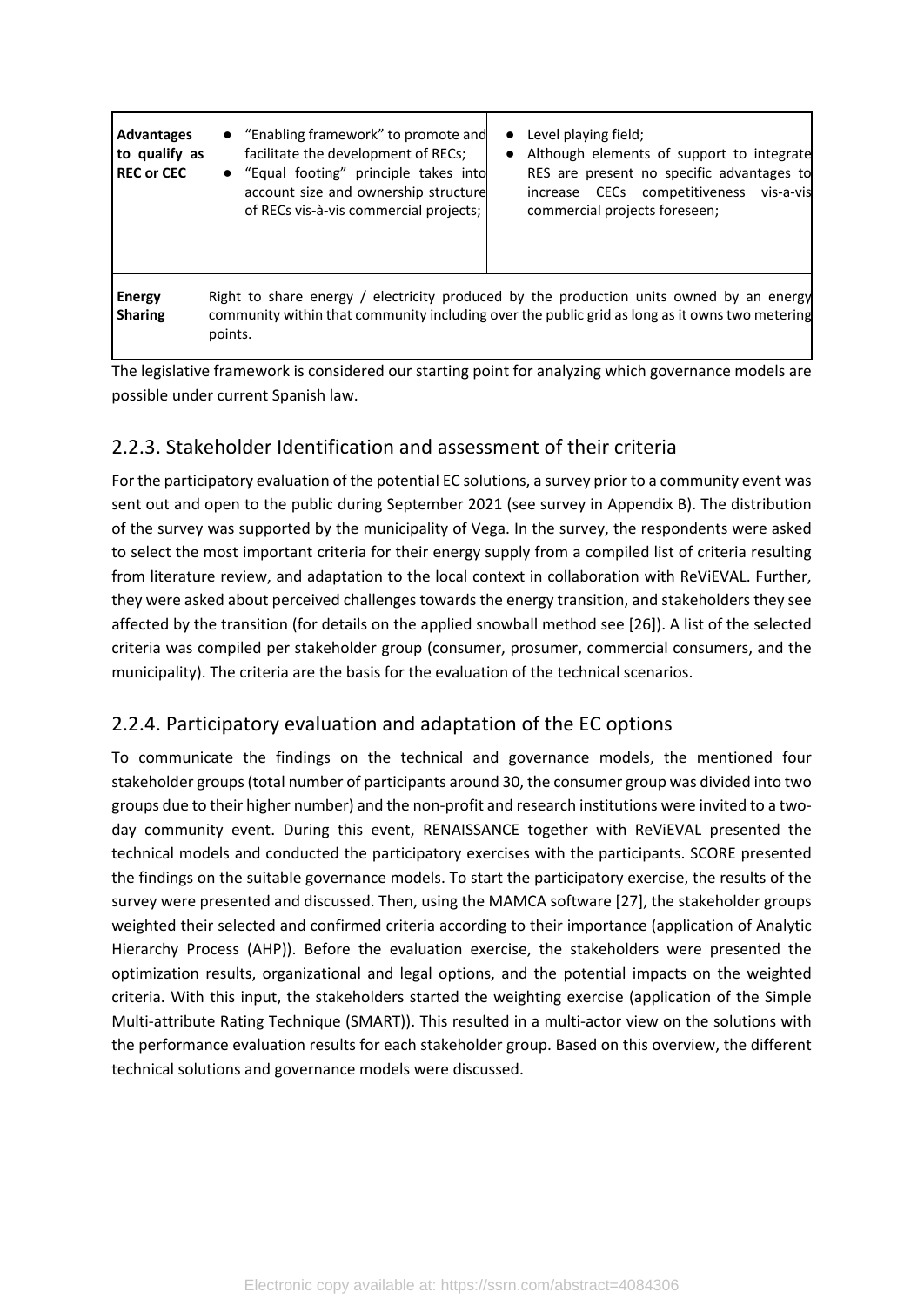| Advantages to qualify as REC or CEC | ● "Enabling framework" to promote and facilitate the development of RECs;<br>● "Equal footing" principle takes into account size and ownership structure of RECs vis-à-vis commercial projects; | ● Level playing field;<br>● Although elements of support to integrate RES are present no specific advantages to increase CECs competitiveness vis-a-vis commercial projects foreseen; |
|---|---|---|
| **Energy Sharing** | Right to share energy / electricity produced by the production units owned by an energy community within that community including over the public grid as long as it owns two metering points. | |

The legislative framework is considered our starting point for analyzing which governance models are possible under current Spanish law.

## 2.2.3. Stakeholder Identification and assessment of their criteria

For the participatory evaluation of the potential EC solutions, a survey prior to a community event was sent out and open to the public during September 2021 (see survey in Appendix B). The distribution of the survey was supported by the municipality of Vega. In the survey, the respondents were asked to select the most important criteria for their energy supply from a compiled list of criteria resulting from literature review, and adaptation to the local context in collaboration with ReViEVAL. Further, they were asked about perceived challenges towards the energy transition, and stakeholders they see affected by the transition (for details on the applied snowball method see [26]). A list of the selected criteria was compiled per stakeholder group (consumer, prosumer, commercial consumers, and the municipality). The criteria are the basis for the evaluation of the technical scenarios.

## 2.2.4. Participatory evaluation and adaptation of the EC options

To communicate the findings on the technical and governance models, the mentioned four stakeholder groups (total number of participants around 30, the consumer group was divided into two groups due to their higher number) and the non-profit and research institutions were invited to a two-day community event. During this event, RENAISSANCE together with ReViEVAL presented the technical models and conducted the participatory exercises with the participants. SCORE presented the findings on the suitable governance models. To start the participatory exercise, the results of the survey were presented and discussed. Then, using the MAMCA software [27], the stakeholder groups weighted their selected and confirmed criteria according to their importance (application of Analytic Hierarchy Process (AHP)). Before the evaluation exercise, the stakeholders were presented the optimization results, organizational and legal options, and the potential impacts on the weighted criteria. With this input, the stakeholders started the weighting exercise (application of the Simple Multi-attribute Rating Technique (SMART)). This resulted in a multi-actor view on the solutions with the performance evaluation results for each stakeholder group. Based on this overview, the different technical solutions and governance models were discussed.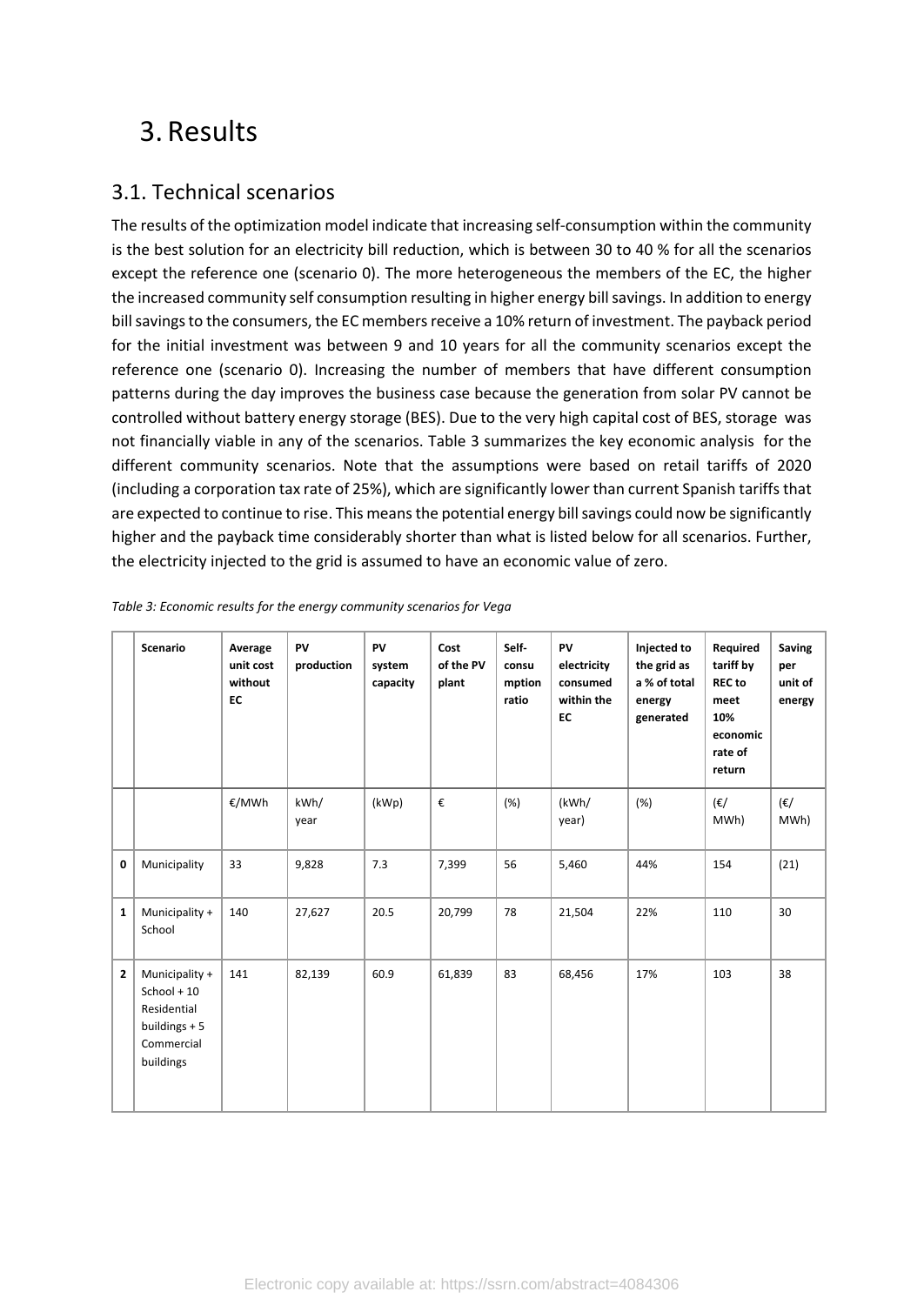# 3. Results

## 3.1. Technical scenarios

The results of the optimization model indicate that increasing self-consumption within the community is the best solution for an electricity bill reduction, which is between 30 to 40 % for all the scenarios except the reference one (scenario 0). The more heterogeneous the members of the EC, the higher the increased community self consumption resulting in higher energy bill savings. In addition to energy bill savings to the consumers, the EC members receive a 10% return of investment. The payback period for the initial investment was between 9 and 10 years for all the community scenarios except the reference one (scenario 0). Increasing the number of members that have different consumption patterns during the day improves the business case because the generation from solar PV cannot be controlled without battery energy storage (BES). Due to the very high capital cost of BES, storage was not financially viable in any of the scenarios. Table 3 summarizes the key economic analysis for the different community scenarios. Note that the assumptions were based on retail tariffs of 2020 (including a corporation tax rate of 25%), which are significantly lower than current Spanish tariffs that are expected to continue to rise. This means the potential energy bill savings could now be significantly higher and the payback time considerably shorter than what is listed below for all scenarios. Further, the electricity injected to the grid is assumed to have an economic value of zero.

*Table 3: Economic results for the energy community scenarios for Vega*

| | **Scenario** | **Average unit cost without EC** | **PV production** | **PV system capacity** | **Cost of the PV plant** | **Self-consumption ratio** | **PV electricity consumed within the EC** | **Injected to the grid as a % of total energy generated** | **Required tariff by REC to meet 10% economic rate of return** | **Saving per unit of energy** |
|---|---|---|---|---|---|---|---|---|---|---|
| | | €/MWh | kWh/ year | (kWp) | € | (%) | (kWh/ year) | (%) | (€/ MWh) | (€/ MWh) |
| **0** | Municipality | 33 | 9,828 | 7.3 | 7,399 | 56 | 5,460 | 44% | 154 | (21) |
| **1** | Municipality + School | 140 | 27,627 | 20.5 | 20,799 | 78 | 21,504 | 22% | 110 | 30 |
| **2** | Municipality + School + 10 Residential buildings + 5 Commercial buildings | 141 | 82,139 | 60.9 | 61,839 | 83 | 68,456 | 17% | 103 | 38 |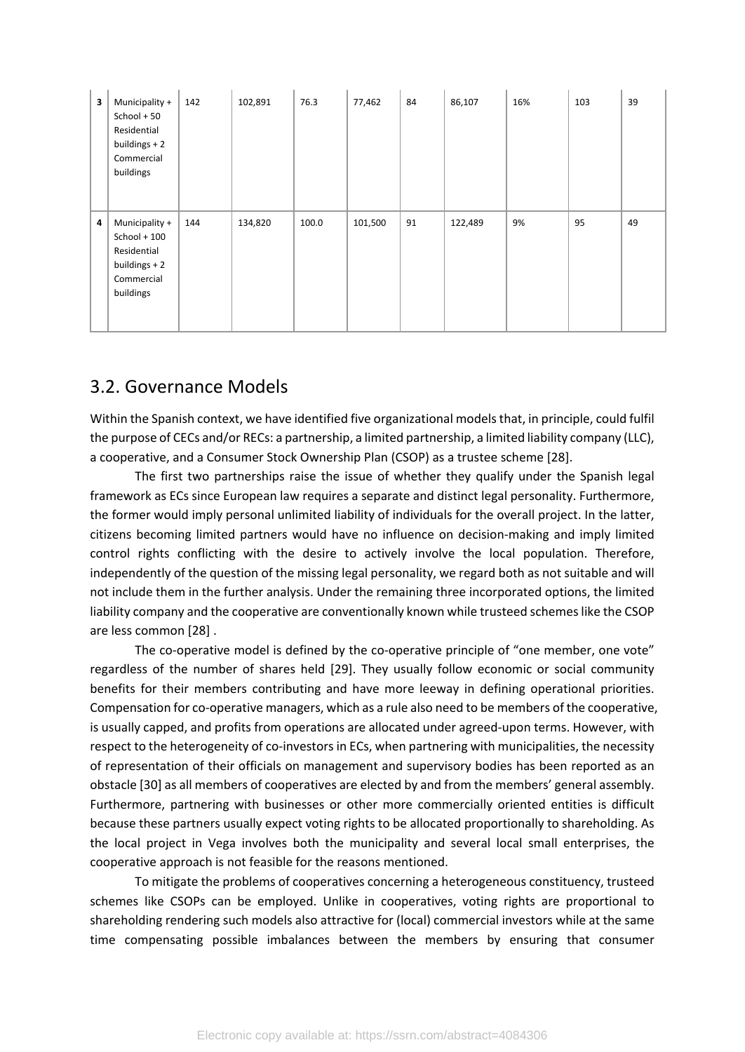| 3 | Municipality + School + 50 Residential buildings + 2 Commercial buildings | 142 | 102,891 | 76.3 | 77,462 | 84 | 86,107 | 16% | 103 | 39 |
|---|---|---|---|---|---|---|---|---|---|---|
| 4 | Municipality + School + 100 Residential buildings + 2 Commercial buildings | 144 | 134,820 | 100.0 | 101,500 | 91 | 122,489 | 9% | 95 | 49 |

## 3.2. Governance Models

Within the Spanish context, we have identified five organizational models that, in principle, could fulfil the purpose of CECs and/or RECs: a partnership, a limited partnership, a limited liability company (LLC), a cooperative, and a Consumer Stock Ownership Plan (CSOP) as a trustee scheme [28].

The first two partnerships raise the issue of whether they qualify under the Spanish legal framework as ECs since European law requires a separate and distinct legal personality. Furthermore, the former would imply personal unlimited liability of individuals for the overall project. In the latter, citizens becoming limited partners would have no influence on decision-making and imply limited control rights conflicting with the desire to actively involve the local population. Therefore, independently of the question of the missing legal personality, we regard both as not suitable and will not include them in the further analysis. Under the remaining three incorporated options, the limited liability company and the cooperative are conventionally known while trusteed schemes like the CSOP are less common [28] .

The co-operative model is defined by the co-operative principle of "one member, one vote" regardless of the number of shares held [29]. They usually follow economic or social community benefits for their members contributing and have more leeway in defining operational priorities. Compensation for co-operative managers, which as a rule also need to be members of the cooperative, is usually capped, and profits from operations are allocated under agreed-upon terms. However, with respect to the heterogeneity of co-investors in ECs, when partnering with municipalities, the necessity of representation of their officials on management and supervisory bodies has been reported as an obstacle [30] as all members of cooperatives are elected by and from the members' general assembly. Furthermore, partnering with businesses or other more commercially oriented entities is difficult because these partners usually expect voting rights to be allocated proportionally to shareholding. As the local project in Vega involves both the municipality and several local small enterprises, the cooperative approach is not feasible for the reasons mentioned.

To mitigate the problems of cooperatives concerning a heterogeneous constituency, trusteed schemes like CSOPs can be employed. Unlike in cooperatives, voting rights are proportional to shareholding rendering such models also attractive for (local) commercial investors while at the same time compensating possible imbalances between the members by ensuring that consumer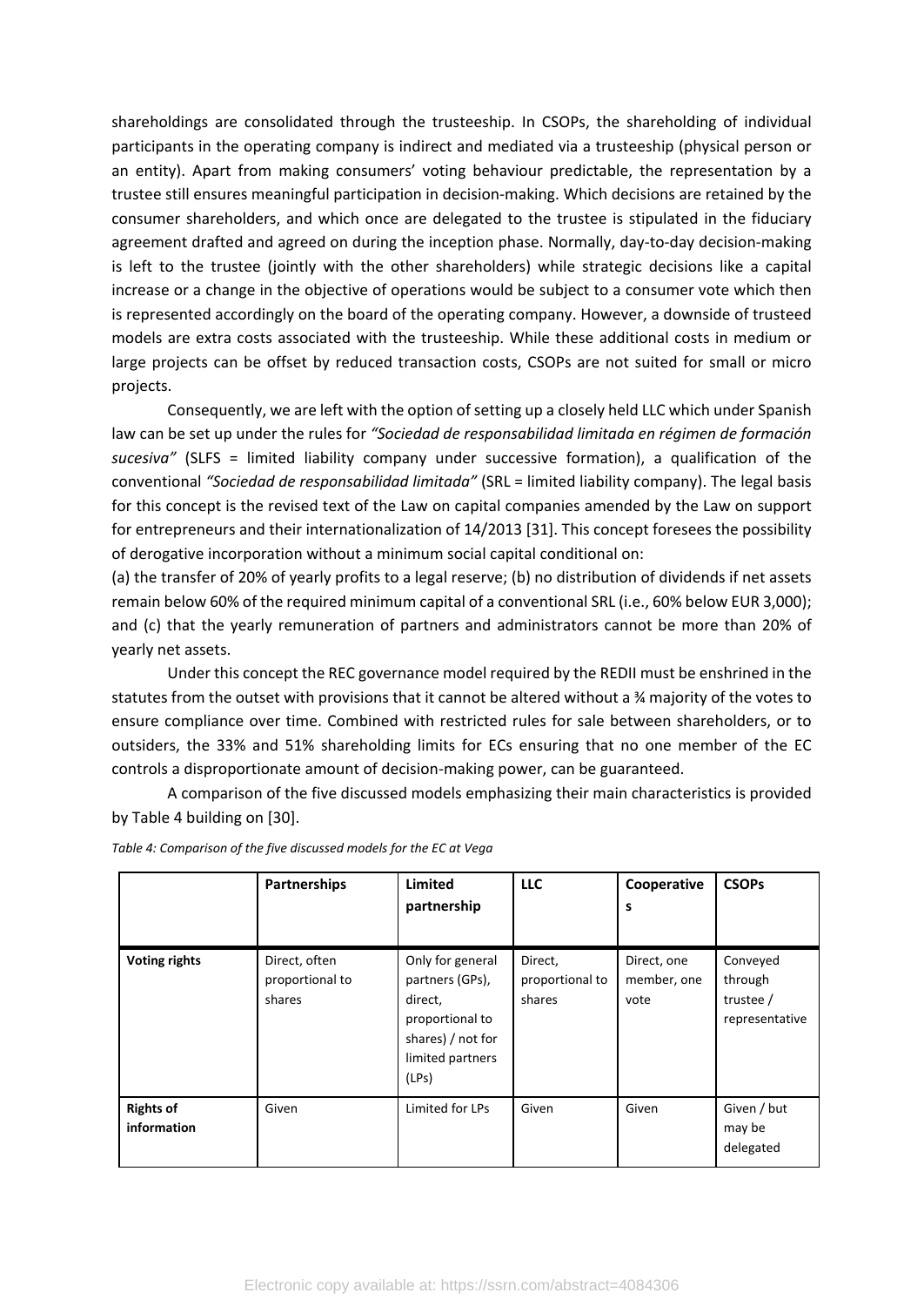shareholdings are consolidated through the trusteeship. In CSOPs, the shareholding of individual participants in the operating company is indirect and mediated via a trusteeship (physical person or an entity). Apart from making consumers' voting behaviour predictable, the representation by a trustee still ensures meaningful participation in decision-making. Which decisions are retained by the consumer shareholders, and which once are delegated to the trustee is stipulated in the fiduciary agreement drafted and agreed on during the inception phase. Normally, day-to-day decision-making is left to the trustee (jointly with the other shareholders) while strategic decisions like a capital increase or a change in the objective of operations would be subject to a consumer vote which then is represented accordingly on the board of the operating company. However, a downside of trusteed models are extra costs associated with the trusteeship. While these additional costs in medium or large projects can be offset by reduced transaction costs, CSOPs are not suited for small or micro projects.

Consequently, we are left with the option of setting up a closely held LLC which under Spanish law can be set up under the rules for *"Sociedad de responsabilidad limitada en régimen de formación sucesiva"* (SLFS = limited liability company under successive formation), a qualification of the conventional *"Sociedad de responsabilidad limitada"* (SRL = limited liability company). The legal basis for this concept is the revised text of the Law on capital companies amended by the Law on support for entrepreneurs and their internationalization of 14/2013 [31]. This concept foresees the possibility of derogative incorporation without a minimum social capital conditional on:
(a) the transfer of 20% of yearly profits to a legal reserve; (b) no distribution of dividends if net assets remain below 60% of the required minimum capital of a conventional SRL (i.e., 60% below EUR 3,000); and (c) that the yearly remuneration of partners and administrators cannot be more than 20% of yearly net assets.

Under this concept the REC governance model required by the REDII must be enshrined in the statutes from the outset with provisions that it cannot be altered without a ¾ majority of the votes to ensure compliance over time. Combined with restricted rules for sale between shareholders, or to outsiders, the 33% and 51% shareholding limits for ECs ensuring that no one member of the EC controls a disproportionate amount of decision-making power, can be guaranteed.

A comparison of the five discussed models emphasizing their main characteristics is provided by Table 4 building on [30].

*Table 4: Comparison of the five discussed models for the EC at Vega*

| | **Partnerships** | **Limited partnership** | **LLC** | **Cooperatives** | **CSOPs** |
|---|---|---|---|---|---|
| **Voting rights** | Direct, often proportional to shares | Only for general partners (GPs), direct, proportional to shares) / not for limited partners (LPs) | Direct, proportional to shares | Direct, one member, one vote | Conveyed through trustee / representative |
| **Rights of information** | Given | Limited for LPs | Given | Given | Given / but may be delegated |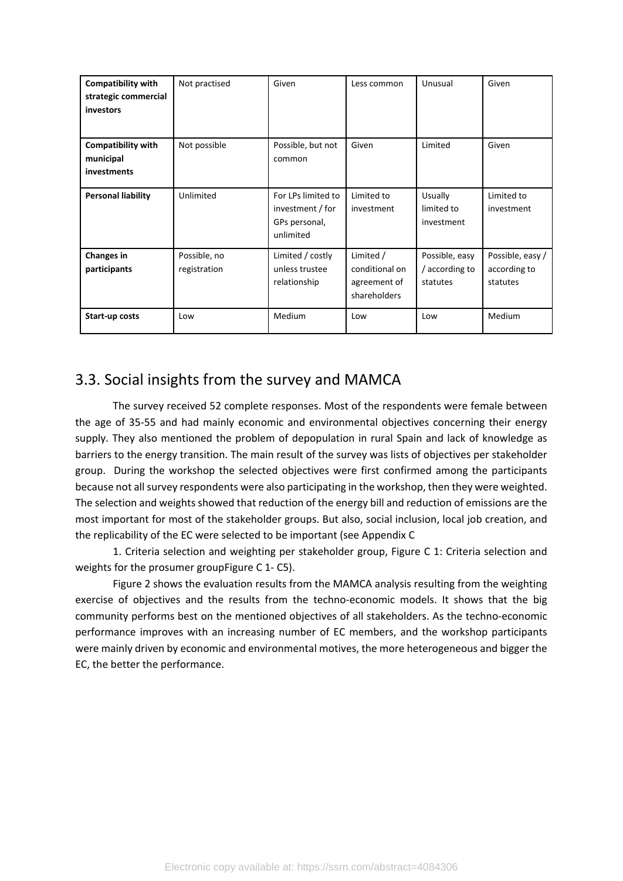| | | | | | |
|---|---|---|---|---|---|
| **Compatibility with strategic commercial investors** | Not practised | Given | Less common | Unusual | Given |
| **Compatibility with municipal investments** | Not possible | Possible, but not common | Given | Limited | Given |
| **Personal liability** | Unlimited | For LPs limited to investment / for GPs personal, unlimited | Limited to investment | Usually limited to investment | Limited to investment |
| **Changes in participants** | Possible, no registration | Limited / costly unless trustee relationship | Limited / conditional on agreement of shareholders | Possible, easy / according to statutes | Possible, easy / according to statutes |
| **Start-up costs** | Low | Medium | Low | Low | Medium |

## 3.3. Social insights from the survey and MAMCA

The survey received 52 complete responses. Most of the respondents were female between the age of 35-55 and had mainly economic and environmental objectives concerning their energy supply. They also mentioned the problem of depopulation in rural Spain and lack of knowledge as barriers to the energy transition. The main result of the survey was lists of objectives per stakeholder group. During the workshop the selected objectives were first confirmed among the participants because not all survey respondents were also participating in the workshop, then they were weighted. The selection and weights showed that reduction of the energy bill and reduction of emissions are the most important for most of the stakeholder groups. But also, social inclusion, local job creation, and the replicability of the EC were selected to be important (see Appendix C

1. Criteria selection and weighting per stakeholder group, Figure C 1: Criteria selection and weights for the prosumer groupFigure C 1- C5).

Figure 2 shows the evaluation results from the MAMCA analysis resulting from the weighting exercise of objectives and the results from the techno-economic models. It shows that the big community performs best on the mentioned objectives of all stakeholders. As the techno-economic performance improves with an increasing number of EC members, and the workshop participants were mainly driven by economic and environmental motives, the more heterogeneous and bigger the EC, the better the performance.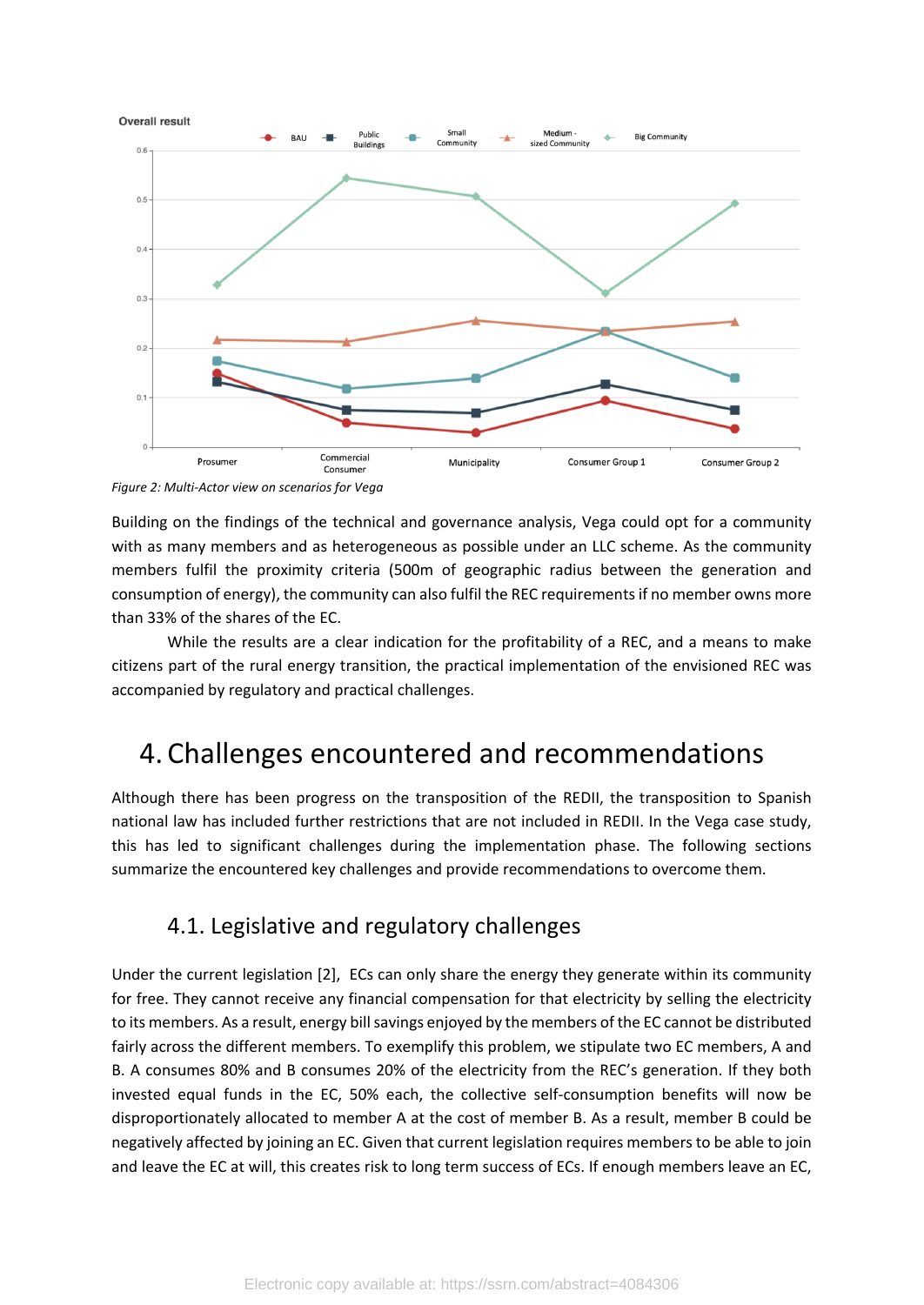*Figure 2: Multi-Actor view on scenarios for Vega*

Building on the findings of the technical and governance analysis, Vega could opt for a community with as many members and as heterogeneous as possible under an LLC scheme. As the community members fulfil the proximity criteria (500m of geographic radius between the generation and consumption of energy), the community can also fulfil the REC requirements if no member owns more than 33% of the shares of the EC.

While the results are a clear indication for the profitability of a REC, and a means to make citizens part of the rural energy transition, the practical implementation of the envisioned REC was accompanied by regulatory and practical challenges.

# 4. Challenges encountered and recommendations

Although there has been progress on the transposition of the REDII, the transposition to Spanish national law has included further restrictions that are not included in REDII. In the Vega case study, this has led to significant challenges during the implementation phase. The following sections summarize the encountered key challenges and provide recommendations to overcome them.

## 4.1. Legislative and regulatory challenges

Under the current legislation [2], ECs can only share the energy they generate within its community for free. They cannot receive any financial compensation for that electricity by selling the electricity to its members. As a result, energy bill savings enjoyed by the members of the EC cannot be distributed fairly across the different members. To exemplify this problem, we stipulate two EC members, A and B. A consumes 80% and B consumes 20% of the electricity from the REC's generation. If they both invested equal funds in the EC, 50% each, the collective self-consumption benefits will now be disproportionately allocated to member A at the cost of member B. As a result, member B could be negatively affected by joining an EC. Given that current legislation requires members to be able to join and leave the EC at will, this creates risk to long term success of ECs. If enough members leave an EC,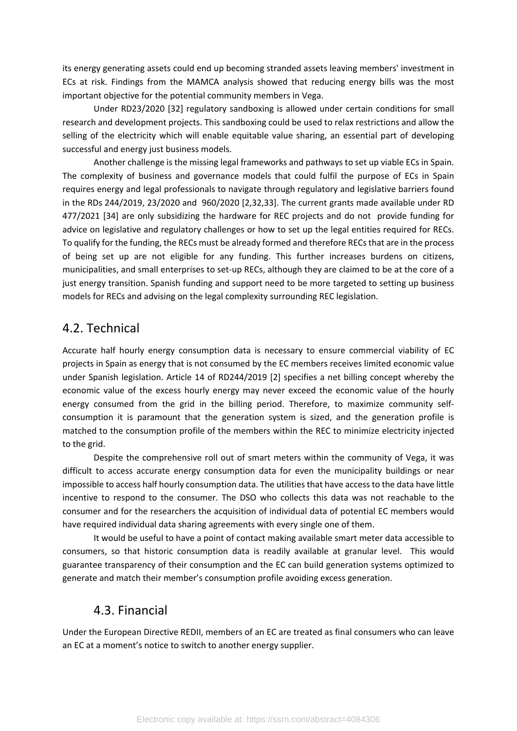its energy generating assets could end up becoming stranded assets leaving members' investment in ECs at risk. Findings from the MAMCA analysis showed that reducing energy bills was the most important objective for the potential community members in Vega.

Under RD23/2020 [32] regulatory sandboxing is allowed under certain conditions for small research and development projects. This sandboxing could be used to relax restrictions and allow the selling of the electricity which will enable equitable value sharing, an essential part of developing successful and energy just business models.

Another challenge is the missing legal frameworks and pathways to set up viable ECs in Spain. The complexity of business and governance models that could fulfil the purpose of ECs in Spain requires energy and legal professionals to navigate through regulatory and legislative barriers found in the RDs 244/2019, 23/2020 and 960/2020 [2,32,33]. The current grants made available under RD 477/2021 [34] are only subsidizing the hardware for REC projects and do not provide funding for advice on legislative and regulatory challenges or how to set up the legal entities required for RECs. To qualify for the funding, the RECs must be already formed and therefore RECs that are in the process of being set up are not eligible for any funding. This further increases burdens on citizens, municipalities, and small enterprises to set-up RECs, although they are claimed to be at the core of a just energy transition. Spanish funding and support need to be more targeted to setting up business models for RECs and advising on the legal complexity surrounding REC legislation.

## 4.2. Technical

Accurate half hourly energy consumption data is necessary to ensure commercial viability of EC projects in Spain as energy that is not consumed by the EC members receives limited economic value under Spanish legislation. Article 14 of RD244/2019 [2] specifies a net billing concept whereby the economic value of the excess hourly energy may never exceed the economic value of the hourly energy consumed from the grid in the billing period. Therefore, to maximize community self-consumption it is paramount that the generation system is sized, and the generation profile is matched to the consumption profile of the members within the REC to minimize electricity injected to the grid.

Despite the comprehensive roll out of smart meters within the community of Vega, it was difficult to access accurate energy consumption data for even the municipality buildings or near impossible to access half hourly consumption data. The utilities that have access to the data have little incentive to respond to the consumer. The DSO who collects this data was not reachable to the consumer and for the researchers the acquisition of individual data of potential EC members would have required individual data sharing agreements with every single one of them.

It would be useful to have a point of contact making available smart meter data accessible to consumers, so that historic consumption data is readily available at granular level. This would guarantee transparency of their consumption and the EC can build generation systems optimized to generate and match their member's consumption profile avoiding excess generation.

## 4.3. Financial

Under the European Directive REDII, members of an EC are treated as final consumers who can leave an EC at a moment's notice to switch to another energy supplier.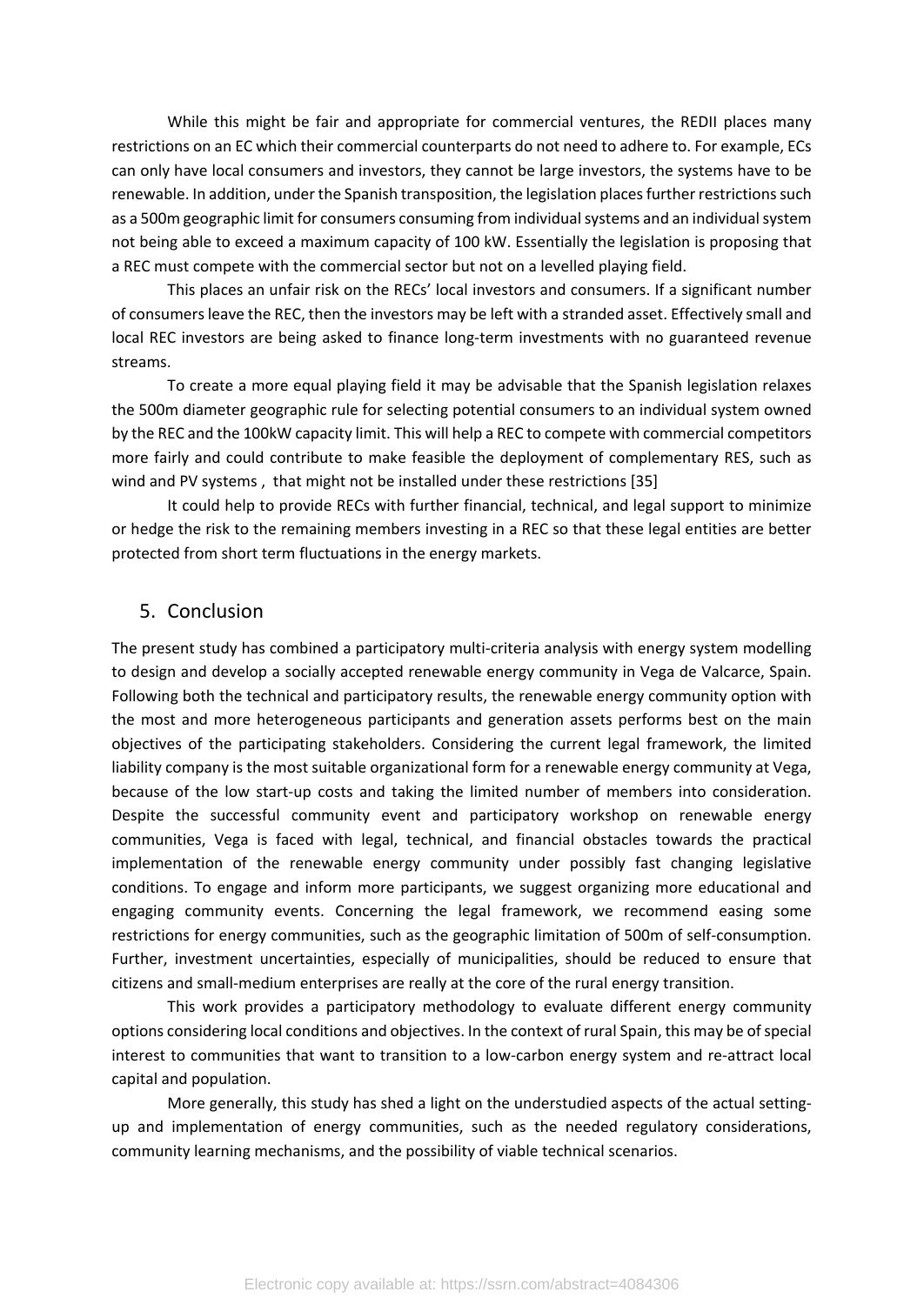While this might be fair and appropriate for commercial ventures, the REDII places many restrictions on an EC which their commercial counterparts do not need to adhere to. For example, ECs can only have local consumers and investors, they cannot be large investors, the systems have to be renewable. In addition, under the Spanish transposition, the legislation places further restrictions such as a 500m geographic limit for consumers consuming from individual systems and an individual system not being able to exceed a maximum capacity of 100 kW. Essentially the legislation is proposing that a REC must compete with the commercial sector but not on a levelled playing field.

This places an unfair risk on the RECs' local investors and consumers. If a significant number of consumers leave the REC, then the investors may be left with a stranded asset. Effectively small and local REC investors are being asked to finance long-term investments with no guaranteed revenue streams.

To create a more equal playing field it may be advisable that the Spanish legislation relaxes the 500m diameter geographic rule for selecting potential consumers to an individual system owned by the REC and the 100kW capacity limit. This will help a REC to compete with commercial competitors more fairly and could contribute to make feasible the deployment of complementary RES, such as wind and PV systems , that might not be installed under these restrictions [35]

It could help to provide RECs with further financial, technical, and legal support to minimize or hedge the risk to the remaining members investing in a REC so that these legal entities are better protected from short term fluctuations in the energy markets.

## 5. Conclusion

The present study has combined a participatory multi-criteria analysis with energy system modelling to design and develop a socially accepted renewable energy community in Vega de Valcarce, Spain. Following both the technical and participatory results, the renewable energy community option with the most and more heterogeneous participants and generation assets performs best on the main objectives of the participating stakeholders. Considering the current legal framework, the limited liability company is the most suitable organizational form for a renewable energy community at Vega, because of the low start-up costs and taking the limited number of members into consideration. Despite the successful community event and participatory workshop on renewable energy communities, Vega is faced with legal, technical, and financial obstacles towards the practical implementation of the renewable energy community under possibly fast changing legislative conditions. To engage and inform more participants, we suggest organizing more educational and engaging community events. Concerning the legal framework, we recommend easing some restrictions for energy communities, such as the geographic limitation of 500m of self-consumption. Further, investment uncertainties, especially of municipalities, should be reduced to ensure that citizens and small-medium enterprises are really at the core of the rural energy transition.

This work provides a participatory methodology to evaluate different energy community options considering local conditions and objectives. In the context of rural Spain, this may be of special interest to communities that want to transition to a low-carbon energy system and re-attract local capital and population.

More generally, this study has shed a light on the understudied aspects of the actual setting-up and implementation of energy communities, such as the needed regulatory considerations, community learning mechanisms, and the possibility of viable technical scenarios.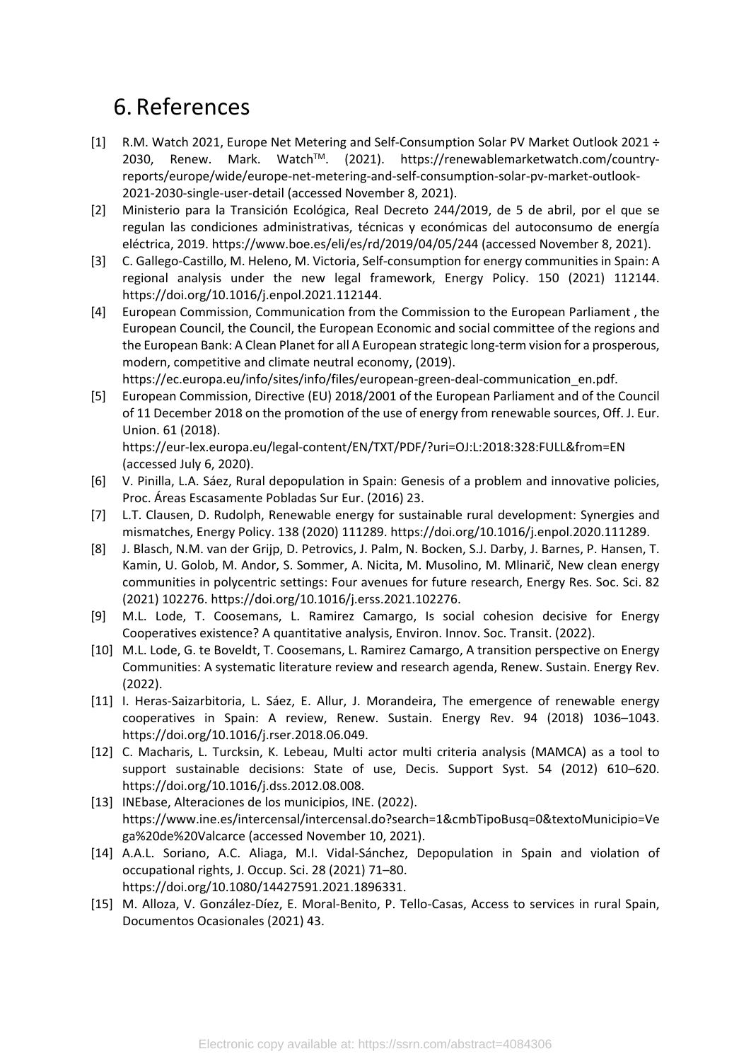# 6. References

[1] R.M. Watch 2021, Europe Net Metering and Self-Consumption Solar PV Market Outlook 2021 ÷ 2030, Renew. Mark. Watch™. (2021). https://renewablemarketwatch.com/country-reports/europe/wide/europe-net-metering-and-self-consumption-solar-pv-market-outlook-2021-2030-single-user-detail (accessed November 8, 2021).

[2] Ministerio para la Transición Ecológica, Real Decreto 244/2019, de 5 de abril, por el que se regulan las condiciones administrativas, técnicas y económicas del autoconsumo de energía eléctrica, 2019. https://www.boe.es/eli/es/rd/2019/04/05/244 (accessed November 8, 2021).

[3] C. Gallego-Castillo, M. Heleno, M. Victoria, Self-consumption for energy communities in Spain: A regional analysis under the new legal framework, Energy Policy. 150 (2021) 112144. https://doi.org/10.1016/j.enpol.2021.112144.

[4] European Commission, Communication from the Commission to the European Parliament , the European Council, the Council, the European Economic and social committee of the regions and the European Bank: A Clean Planet for all A European strategic long-term vision for a prosperous, modern, competitive and climate neutral economy, (2019). https://ec.europa.eu/info/sites/info/files/european-green-deal-communication_en.pdf.

[5] European Commission, Directive (EU) 2018/2001 of the European Parliament and of the Council of 11 December 2018 on the promotion of the use of energy from renewable sources, Off. J. Eur. Union. 61 (2018). https://eur-lex.europa.eu/legal-content/EN/TXT/PDF/?uri=OJ:L:2018:328:FULL&from=EN (accessed July 6, 2020).

[6] V. Pinilla, L.A. Sáez, Rural depopulation in Spain: Genesis of a problem and innovative policies, Proc. Áreas Escasamente Pobladas Sur Eur. (2016) 23.

[7] L.T. Clausen, D. Rudolph, Renewable energy for sustainable rural development: Synergies and mismatches, Energy Policy. 138 (2020) 111289. https://doi.org/10.1016/j.enpol.2020.111289.

[8] J. Blasch, N.M. van der Grijp, D. Petrovics, J. Palm, N. Bocken, S.J. Darby, J. Barnes, P. Hansen, T. Kamin, U. Golob, M. Andor, S. Sommer, A. Nicita, M. Musolino, M. Mlinarič, New clean energy communities in polycentric settings: Four avenues for future research, Energy Res. Soc. Sci. 82 (2021) 102276. https://doi.org/10.1016/j.erss.2021.102276.

[9] M.L. Lode, T. Coosemans, L. Ramirez Camargo, Is social cohesion decisive for Energy Cooperatives existence? A quantitative analysis, Environ. Innov. Soc. Transit. (2022).

[10] M.L. Lode, G. te Boveldt, T. Coosemans, L. Ramirez Camargo, A transition perspective on Energy Communities: A systematic literature review and research agenda, Renew. Sustain. Energy Rev. (2022).

[11] I. Heras-Saizarbitoria, L. Sáez, E. Allur, J. Morandeira, The emergence of renewable energy cooperatives in Spain: A review, Renew. Sustain. Energy Rev. 94 (2018) 1036–1043. https://doi.org/10.1016/j.rser.2018.06.049.

[12] C. Macharis, L. Turcksin, K. Lebeau, Multi actor multi criteria analysis (MAMCA) as a tool to support sustainable decisions: State of use, Decis. Support Syst. 54 (2012) 610–620. https://doi.org/10.1016/j.dss.2012.08.008.

[13] INEbase, Alteraciones de los municipios, INE. (2022). https://www.ine.es/intercensal/intercensal.do?search=1&cmbTipoBusq=0&textoMunicipio=Vega%20de%20Valcarce (accessed November 10, 2021).

[14] A.A.L. Soriano, A.C. Aliaga, M.I. Vidal-Sánchez, Depopulation in Spain and violation of occupational rights, J. Occup. Sci. 28 (2021) 71–80. https://doi.org/10.1080/14427591.2021.1896331.

[15] M. Alloza, V. González-Díez, E. Moral-Benito, P. Tello-Casas, Access to services in rural Spain, Documentos Ocasionales (2021) 43.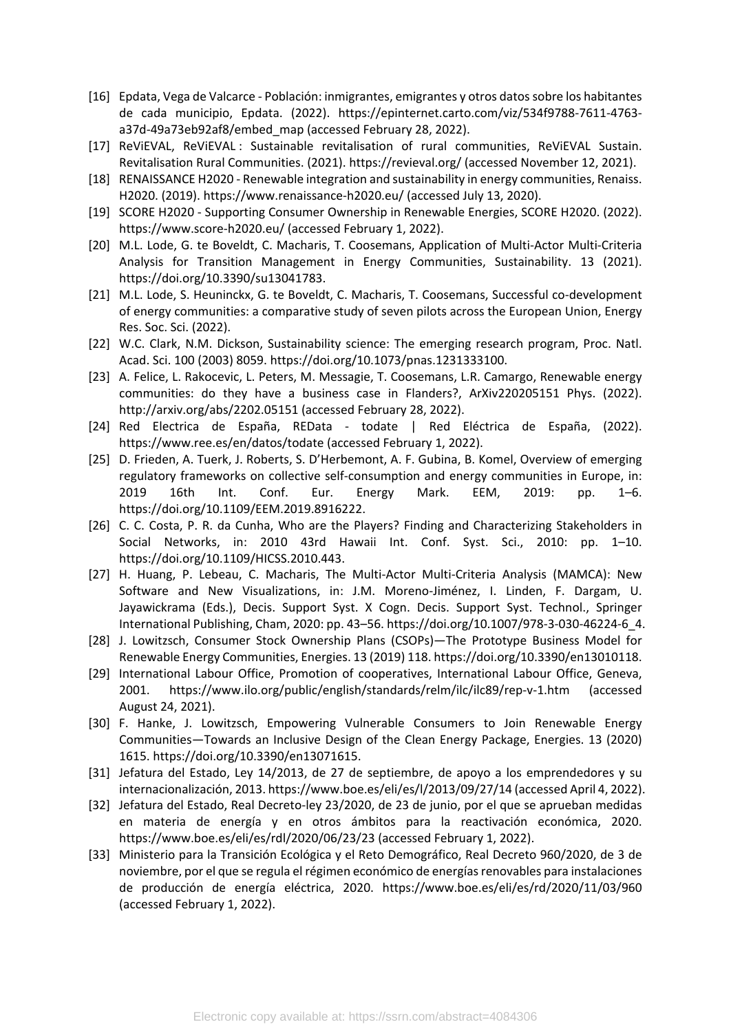[16] Epdata, Vega de Valcarce - Población: inmigrantes, emigrantes y otros datos sobre los habitantes de cada municipio, Epdata. (2022). https://epinternet.carto.com/viz/534f9788-7611-4763-a37d-49a73eb92af8/embed_map (accessed February 28, 2022).

[17] ReViEVAL, ReViEVAL : Sustainable revitalisation of rural communities, ReViEVAL Sustain. Revitalisation Rural Communities. (2021). https://revieval.org/ (accessed November 12, 2021).

[18] RENAISSANCE H2020 - Renewable integration and sustainability in energy communities, Renaiss. H2020. (2019). https://www.renaissance-h2020.eu/ (accessed July 13, 2020).

[19] SCORE H2020 - Supporting Consumer Ownership in Renewable Energies, SCORE H2020. (2022). https://www.score-h2020.eu/ (accessed February 1, 2022).

[20] M.L. Lode, G. te Boveldt, C. Macharis, T. Coosemans, Application of Multi-Actor Multi-Criteria Analysis for Transition Management in Energy Communities, Sustainability. 13 (2021). https://doi.org/10.3390/su13041783.

[21] M.L. Lode, S. Heuninckx, G. te Boveldt, C. Macharis, T. Coosemans, Successful co-development of energy communities: a comparative study of seven pilots across the European Union, Energy Res. Soc. Sci. (2022).

[22] W.C. Clark, N.M. Dickson, Sustainability science: The emerging research program, Proc. Natl. Acad. Sci. 100 (2003) 8059. https://doi.org/10.1073/pnas.1231333100.

[23] A. Felice, L. Rakocevic, L. Peters, M. Messagie, T. Coosemans, L.R. Camargo, Renewable energy communities: do they have a business case in Flanders?, ArXiv220205151 Phys. (2022). http://arxiv.org/abs/2202.05151 (accessed February 28, 2022).

[24] Red Electrica de España, REData - todate | Red Eléctrica de España, (2022). https://www.ree.es/en/datos/todate (accessed February 1, 2022).

[25] D. Frieden, A. Tuerk, J. Roberts, S. D'Herbemont, A. F. Gubina, B. Komel, Overview of emerging regulatory frameworks on collective self-consumption and energy communities in Europe, in: 2019 16th Int. Conf. Eur. Energy Mark. EEM, 2019: pp. 1–6. https://doi.org/10.1109/EEM.2019.8916222.

[26] C. C. Costa, P. R. da Cunha, Who are the Players? Finding and Characterizing Stakeholders in Social Networks, in: 2010 43rd Hawaii Int. Conf. Syst. Sci., 2010: pp. 1–10. https://doi.org/10.1109/HICSS.2010.443.

[27] H. Huang, P. Lebeau, C. Macharis, The Multi-Actor Multi-Criteria Analysis (MAMCA): New Software and New Visualizations, in: J.M. Moreno-Jiménez, I. Linden, F. Dargam, U. Jayawickrama (Eds.), Decis. Support Syst. X Cogn. Decis. Support Syst. Technol., Springer International Publishing, Cham, 2020: pp. 43–56. https://doi.org/10.1007/978-3-030-46224-6_4.

[28] J. Lowitzsch, Consumer Stock Ownership Plans (CSOPs)—The Prototype Business Model for Renewable Energy Communities, Energies. 13 (2019) 118. https://doi.org/10.3390/en13010118.

[29] International Labour Office, Promotion of cooperatives, International Labour Office, Geneva, 2001. https://www.ilo.org/public/english/standards/relm/ilc/ilc89/rep-v-1.htm (accessed August 24, 2021).

[30] F. Hanke, J. Lowitzsch, Empowering Vulnerable Consumers to Join Renewable Energy Communities—Towards an Inclusive Design of the Clean Energy Package, Energies. 13 (2020) 1615. https://doi.org/10.3390/en13071615.

[31] Jefatura del Estado, Ley 14/2013, de 27 de septiembre, de apoyo a los emprendedores y su internacionalización, 2013. https://www.boe.es/eli/es/l/2013/09/27/14 (accessed April 4, 2022).

[32] Jefatura del Estado, Real Decreto-ley 23/2020, de 23 de junio, por el que se aprueban medidas en materia de energía y en otros ámbitos para la reactivación económica, 2020. https://www.boe.es/eli/es/rdl/2020/06/23/23 (accessed February 1, 2022).

[33] Ministerio para la Transición Ecológica y el Reto Demográfico, Real Decreto 960/2020, de 3 de noviembre, por el que se regula el régimen económico de energías renovables para instalaciones de producción de energía eléctrica, 2020. https://www.boe.es/eli/es/rd/2020/11/03/960 (accessed February 1, 2022).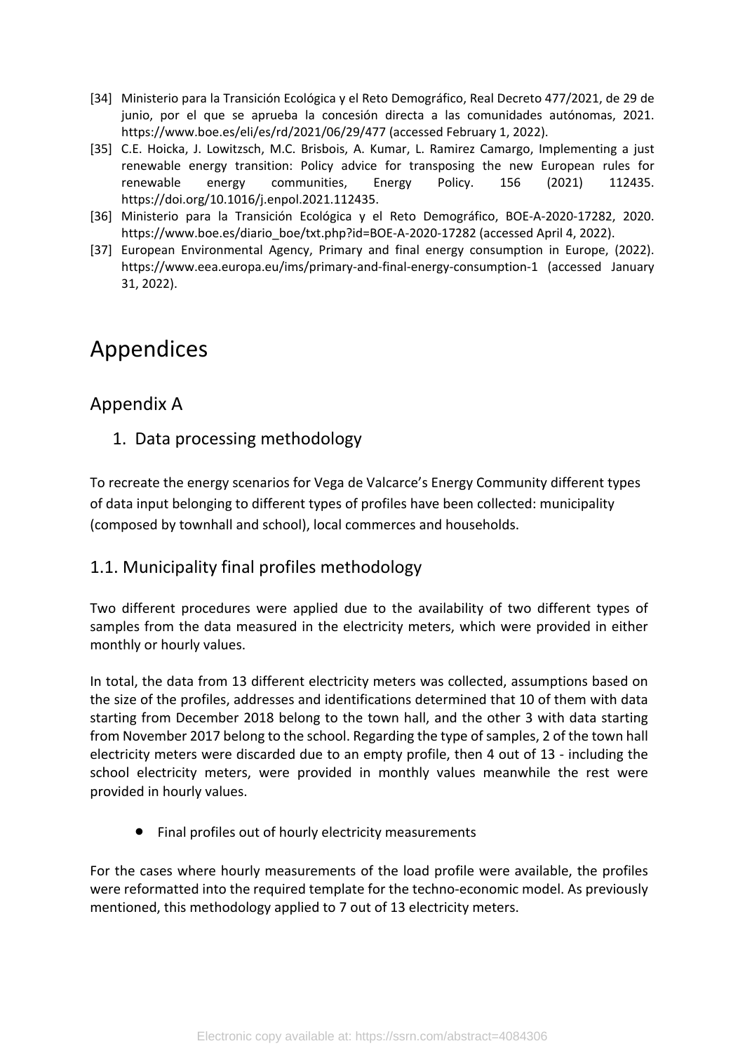[34] Ministerio para la Transición Ecológica y el Reto Demográfico, Real Decreto 477/2021, de 29 de junio, por el que se aprueba la concesión directa a las comunidades autónomas, 2021. https://www.boe.es/eli/es/rd/2021/06/29/477 (accessed February 1, 2022).

[35] C.E. Hoicka, J. Lowitzsch, M.C. Brisbois, A. Kumar, L. Ramirez Camargo, Implementing a just renewable energy transition: Policy advice for transposing the new European rules for renewable energy communities, Energy Policy. 156 (2021) 112435. https://doi.org/10.1016/j.enpol.2021.112435.

[36] Ministerio para la Transición Ecológica y el Reto Demográfico, BOE-A-2020-17282, 2020. https://www.boe.es/diario_boe/txt.php?id=BOE-A-2020-17282 (accessed April 4, 2022).

[37] European Environmental Agency, Primary and final energy consumption in Europe, (2022). https://www.eea.europa.eu/ims/primary-and-final-energy-consumption-1 (accessed January 31, 2022).

# Appendices

## Appendix A

### 1. Data processing methodology

To recreate the energy scenarios for Vega de Valcarce's Energy Community different types of data input belonging to different types of profiles have been collected: municipality (composed by townhall and school), local commerces and households.

### 1.1. Municipality final profiles methodology

Two different procedures were applied due to the availability of two different types of samples from the data measured in the electricity meters, which were provided in either monthly or hourly values.

In total, the data from 13 different electricity meters was collected, assumptions based on the size of the profiles, addresses and identifications determined that 10 of them with data starting from December 2018 belong to the town hall, and the other 3 with data starting from November 2017 belong to the school. Regarding the type of samples, 2 of the town hall electricity meters were discarded due to an empty profile, then 4 out of 13 - including the school electricity meters, were provided in monthly values meanwhile the rest were provided in hourly values.

- Final profiles out of hourly electricity measurements

For the cases where hourly measurements of the load profile were available, the profiles were reformatted into the required template for the techno-economic model. As previously mentioned, this methodology applied to 7 out of 13 electricity meters.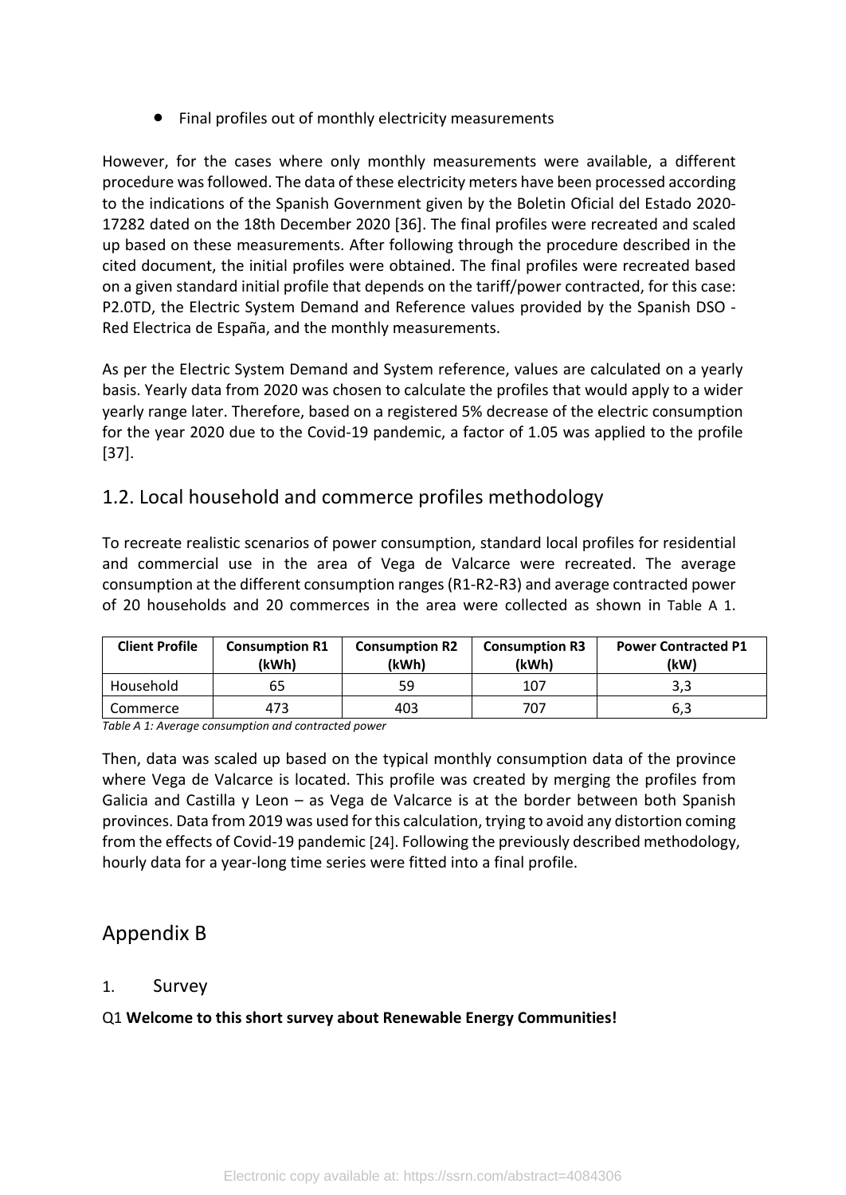- Final profiles out of monthly electricity measurements

However, for the cases where only monthly measurements were available, a different procedure was followed. The data of these electricity meters have been processed according to the indications of the Spanish Government given by the Boletin Oficial del Estado 2020-17282 dated on the 18th December 2020 [36]. The final profiles were recreated and scaled up based on these measurements. After following through the procedure described in the cited document, the initial profiles were obtained. The final profiles were recreated based on a given standard initial profile that depends on the tariff/power contracted, for this case: P2.0TD, the Electric System Demand and Reference values provided by the Spanish DSO - Red Electrica de España, and the monthly measurements.

As per the Electric System Demand and System reference, values are calculated on a yearly basis. Yearly data from 2020 was chosen to calculate the profiles that would apply to a wider yearly range later. Therefore, based on a registered 5% decrease of the electric consumption for the year 2020 due to the Covid-19 pandemic, a factor of 1.05 was applied to the profile [37].

## 1.2. Local household and commerce profiles methodology

To recreate realistic scenarios of power consumption, standard local profiles for residential and commercial use in the area of Vega de Valcarce were recreated. The average consumption at the different consumption ranges (R1-R2-R3) and average contracted power of 20 households and 20 commerces in the area were collected as shown in Table A 1.

| Client Profile | Consumption R1 (kWh) | Consumption R2 (kWh) | Consumption R3 (kWh) | Power Contracted P1 (kW) |
|---|---|---|---|---|
| Household | 65 | 59 | 107 | 3,3 |
| Commerce | 473 | 403 | 707 | 6,3 |

*Table A 1: Average consumption and contracted power*

Then, data was scaled up based on the typical monthly consumption data of the province where Vega de Valcarce is located. This profile was created by merging the profiles from Galicia and Castilla y Leon – as Vega de Valcarce is at the border between both Spanish provinces. Data from 2019 was used for this calculation, trying to avoid any distortion coming from the effects of Covid-19 pandemic [24]. Following the previously described methodology, hourly data for a year-long time series were fitted into a final profile.

# Appendix B

## 1. Survey

Q1 **Welcome to this short survey about Renewable Energy Communities!**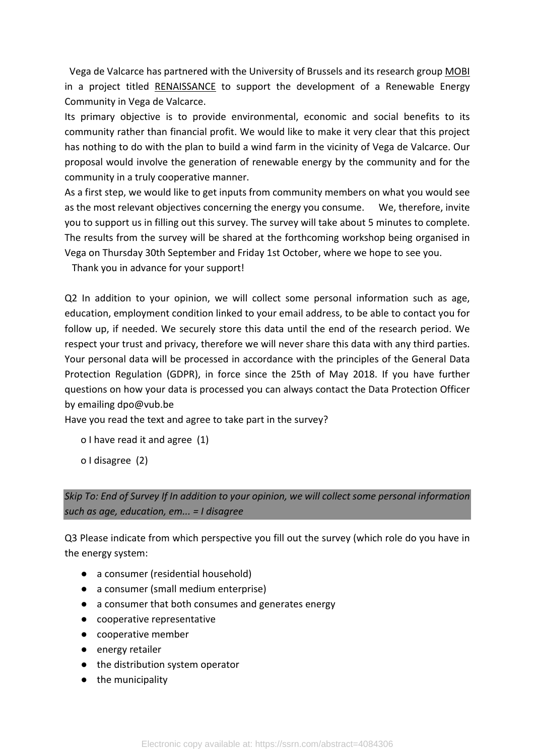Vega de Valcarce has partnered with the University of Brussels and its research group MOBI in a project titled RENAISSANCE to support the development of a Renewable Energy Community in Vega de Valcarce.
Its primary objective is to provide environmental, economic and social benefits to its community rather than financial profit. We would like to make it very clear that this project has nothing to do with the plan to build a wind farm in the vicinity of Vega de Valcarce. Our proposal would involve the generation of renewable energy by the community and for the community in a truly cooperative manner.
As a first step, we would like to get inputs from community members on what you would see as the most relevant objectives concerning the energy you consume. We, therefore, invite you to support us in filling out this survey. The survey will take about 5 minutes to complete. The results from the survey will be shared at the forthcoming workshop being organised in Vega on Thursday 30th September and Friday 1st October, where we hope to see you.
Thank you in advance for your support!

Q2 In addition to your opinion, we will collect some personal information such as age, education, employment condition linked to your email address, to be able to contact you for follow up, if needed. We securely store this data until the end of the research period. We respect your trust and privacy, therefore we will never share this data with any third parties. Your personal data will be processed in accordance with the principles of the General Data Protection Regulation (GDPR), in force since the 25th of May 2018. If you have further questions on how your data is processed you can always contact the Data Protection Officer by emailing dpo@vub.be
Have you read the text and agree to take part in the survey?

o I have read it and agree (1)

o I disagree (2)

*Skip To: End of Survey If In addition to your opinion, we will collect some personal information such as age, education, em... = I disagree*

Q3 Please indicate from which perspective you fill out the survey (which role do you have in the energy system:

- a consumer (residential household)
- a consumer (small medium enterprise)
- a consumer that both consumes and generates energy
- cooperative representative
- cooperative member
- energy retailer
- the distribution system operator
- the municipality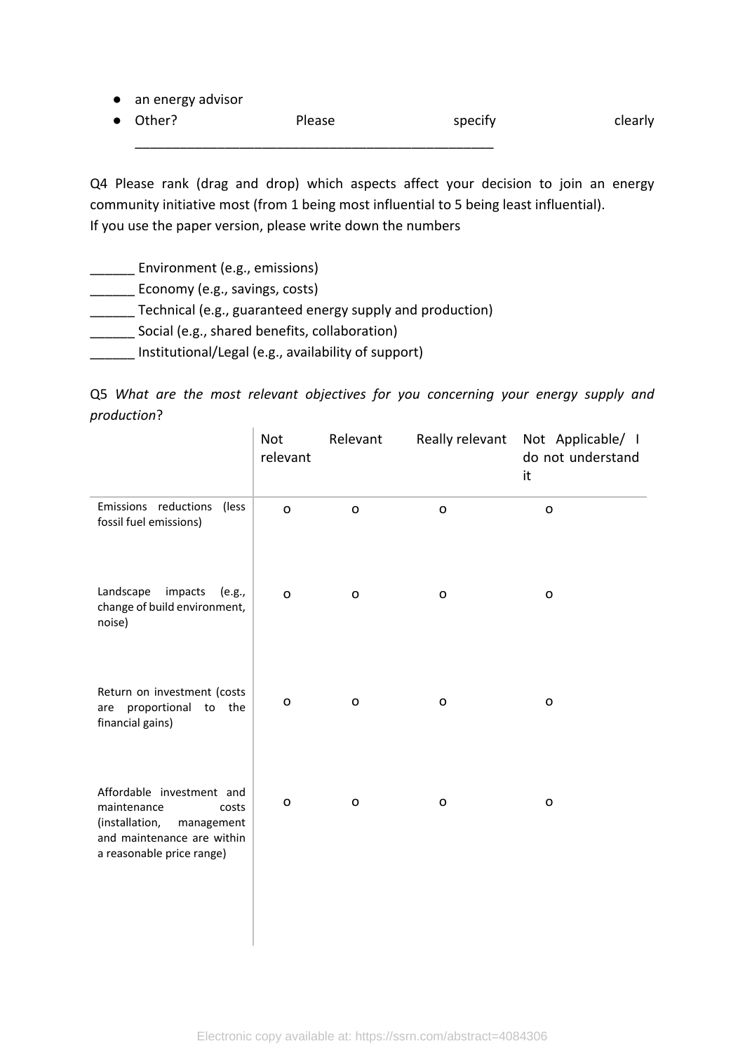- an energy advisor
- Other? Please specify clearly __________________________________________________

Q4 Please rank (drag and drop) which aspects affect your decision to join an energy community initiative most (from 1 being most influential to 5 being least influential). If you use the paper version, please write down the numbers

______ Environment (e.g., emissions)
______ Economy (e.g., savings, costs)
______ Technical (e.g., guaranteed energy supply and production)
______ Social (e.g., shared benefits, collaboration)
______ Institutional/Legal (e.g., availability of support)

Q5 *What are the most relevant objectives for you concerning your energy supply and production*?

| | Not relevant | Relevant | Really relevant | Not Applicable/ I do not understand it |
|---|---|---|---|---|
| Emissions reductions (less fossil fuel emissions) | o | o | o | o |
| Landscape impacts (e.g., change of build environment, noise) | o | o | o | o |
| Return on investment (costs are proportional to the financial gains) | o | o | o | o |
| Affordable investment and maintenance costs (installation, management and maintenance are within a reasonable price range) | o | o | o | o |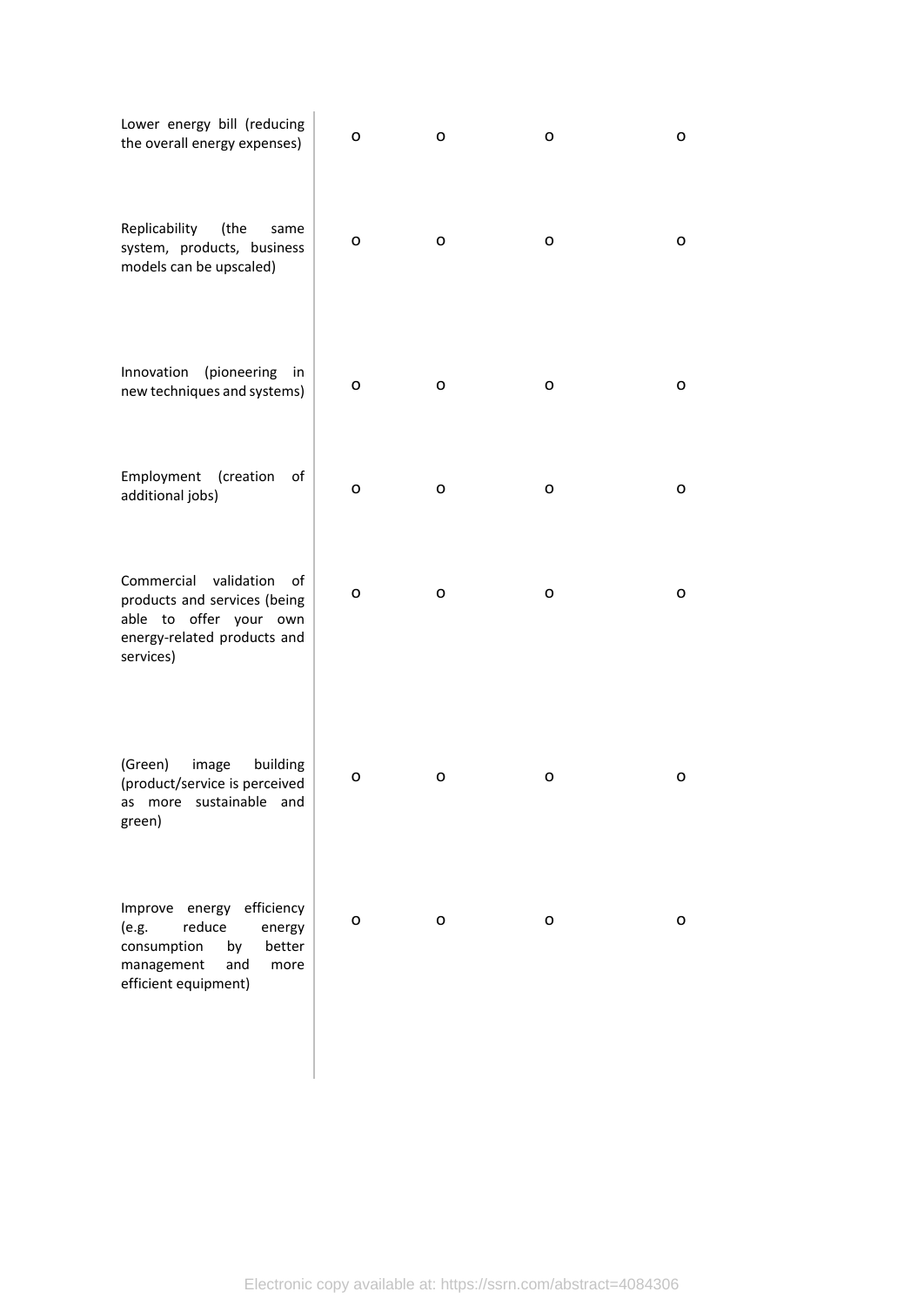|  |  |  |  |  |
|---|---|---|---|---|
| Lower energy bill (reducing the overall energy expenses) | o | o | o | o |
| Replicability (the same system, products, business models can be upscaled) | o | o | o | o |
| Innovation (pioneering in new techniques and systems) | o | o | o | o |
| Employment (creation of additional jobs) | o | o | o | o |
| Commercial validation of products and services (being able to offer your own energy-related products and services) | o | o | o | o |
| (Green) image building (product/service is perceived as more sustainable and green) | o | o | o | o |
| Improve energy efficiency (e.g. reduce energy consumption by better management and more efficient equipment) | o | o | o | o |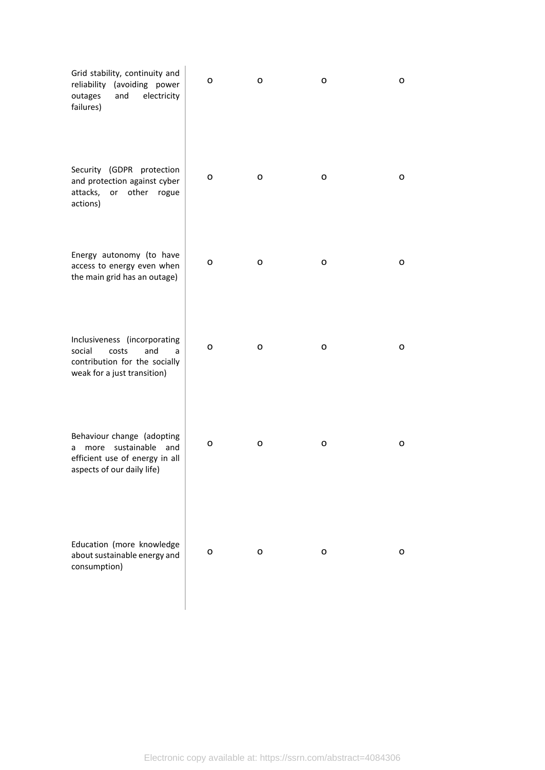| | | | | |
|---|---|---|---|---|
| Grid stability, continuity and reliability (avoiding power outages and electricity failures) | o | o | o | o |
| Security (GDPR protection and protection against cyber attacks, or other rogue actions) | o | o | o | o |
| Energy autonomy (to have access to energy even when the main grid has an outage) | o | o | o | o |
| Inclusiveness (incorporating social costs and a contribution for the socially weak for a just transition) | o | o | o | o |
| Behaviour change (adopting a more sustainable and efficient use of energy in all aspects of our daily life) | o | o | o | o |
| Education (more knowledge about sustainable energy and consumption) | o | o | o | o |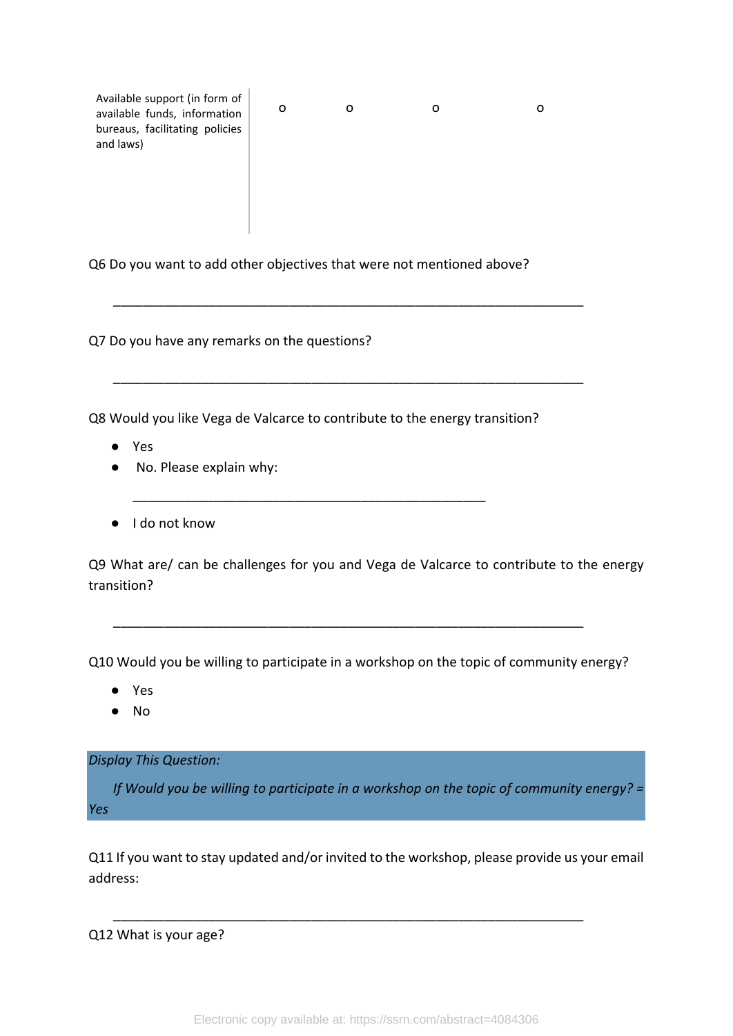| Available support (in form of available funds, information bureaus, facilitating policies and laws) | o | o | o | o |
|---|---|---|---|---|

Q6 Do you want to add other objectives that were not mentioned above?

\_\_\_\_\_\_\_\_\_\_\_\_\_\_\_\_\_\_\_\_\_\_\_\_\_\_\_\_\_\_\_\_\_\_\_\_\_\_\_\_\_\_\_\_\_\_\_\_\_\_\_\_\_\_\_\_\_\_\_\_\_\_\_\_

Q7 Do you have any remarks on the questions?

\_\_\_\_\_\_\_\_\_\_\_\_\_\_\_\_\_\_\_\_\_\_\_\_\_\_\_\_\_\_\_\_\_\_\_\_\_\_\_\_\_\_\_\_\_\_\_\_\_\_\_\_\_\_\_\_\_\_\_\_\_\_\_\_

Q8 Would you like Vega de Valcarce to contribute to the energy transition?

- Yes
- No. Please explain why:

  \_\_\_\_\_\_\_\_\_\_\_\_\_\_\_\_\_\_\_\_\_\_\_\_\_\_\_\_\_\_\_\_\_\_\_\_\_\_\_\_\_\_\_\_\_\_\_\_\_\_

- I do not know

Q9 What are/ can be challenges for you and Vega de Valcarce to contribute to the energy transition?

\_\_\_\_\_\_\_\_\_\_\_\_\_\_\_\_\_\_\_\_\_\_\_\_\_\_\_\_\_\_\_\_\_\_\_\_\_\_\_\_\_\_\_\_\_\_\_\_\_\_\_\_\_\_\_\_\_\_\_\_\_\_\_\_

Q10 Would you be willing to participate in a workshop on the topic of community energy?

- Yes
- No

*Display This Question:*

*If Would you be willing to participate in a workshop on the topic of community energy? = Yes*

Q11 If you want to stay updated and/or invited to the workshop, please provide us your email address:

\_\_\_\_\_\_\_\_\_\_\_\_\_\_\_\_\_\_\_\_\_\_\_\_\_\_\_\_\_\_\_\_\_\_\_\_\_\_\_\_\_\_\_\_\_\_\_\_\_\_\_\_\_\_\_\_\_\_\_\_\_\_\_\_

Q12 What is your age?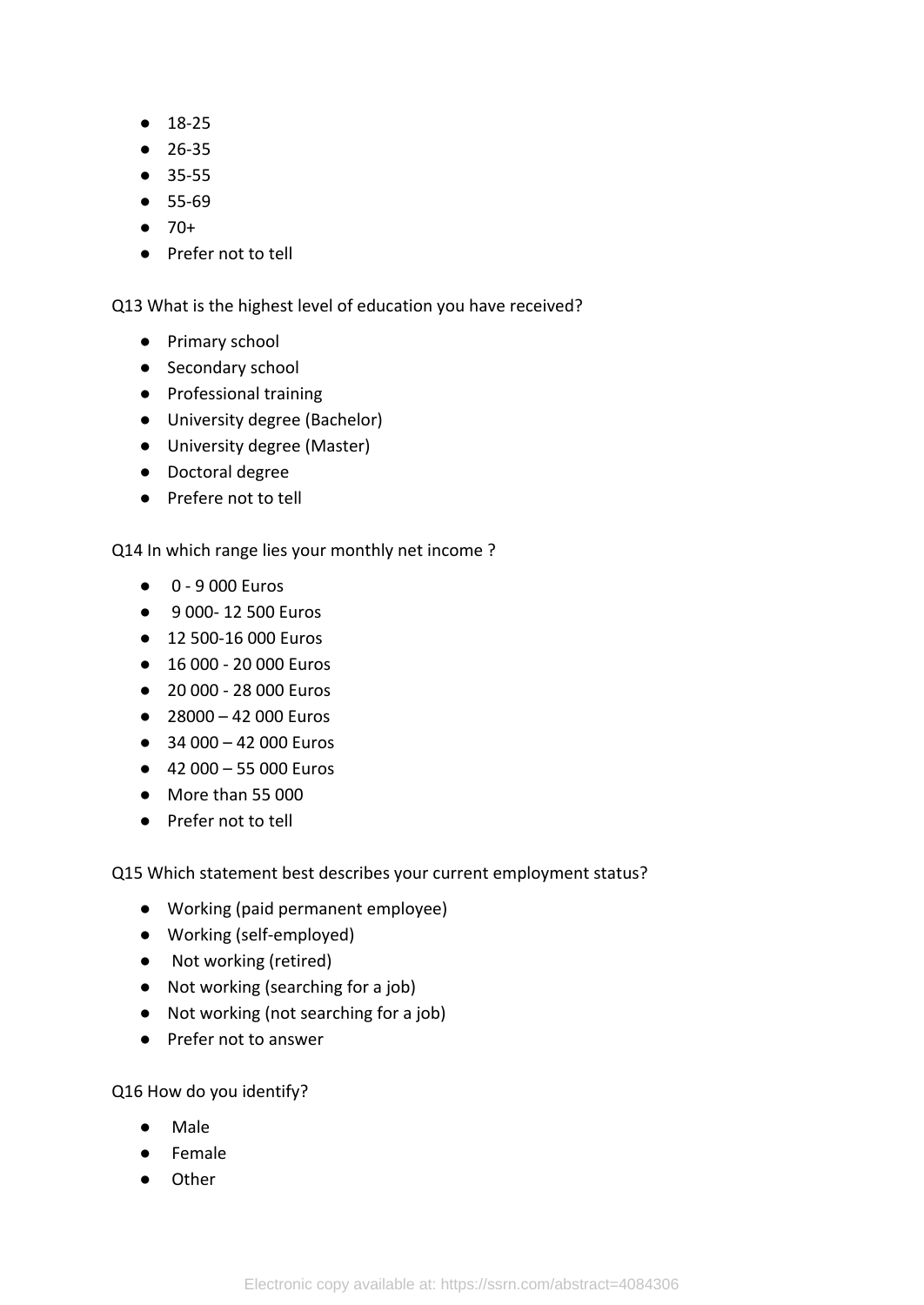- 18-25
- 26-35
- 35-55
- 55-69
- 70+
- Prefer not to tell

Q13 What is the highest level of education you have received?

- Primary school
- Secondary school
- Professional training
- University degree (Bachelor)
- University degree (Master)
- Doctoral degree
- Prefere not to tell

Q14 In which range lies your monthly net income ?

- 0 - 9 000 Euros
- 9 000- 12 500 Euros
- 12 500-16 000 Euros
- 16 000 - 20 000 Euros
- 20 000 - 28 000 Euros
- 28000 – 42 000 Euros
- 34 000 – 42 000 Euros
- 42 000 – 55 000 Euros
- More than 55 000
- Prefer not to tell

Q15 Which statement best describes your current employment status?

- Working (paid permanent employee)
- Working (self-employed)
- Not working (retired)
- Not working (searching for a job)
- Not working (not searching for a job)
- Prefer not to answer

Q16 How do you identify?

- Male
- Female
- Other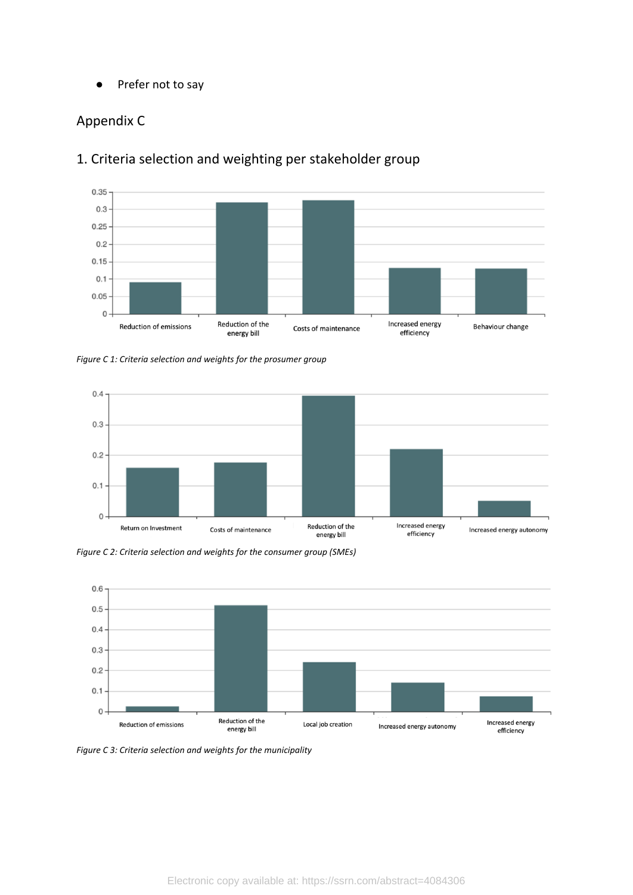- Prefer not to say

## Appendix C

### 1. Criteria selection and weighting per stakeholder group

*Figure C 1: Criteria selection and weights for the prosumer group*

*Figure C 2: Criteria selection and weights for the consumer group (SMEs)*

*Figure C 3: Criteria selection and weights for the municipality*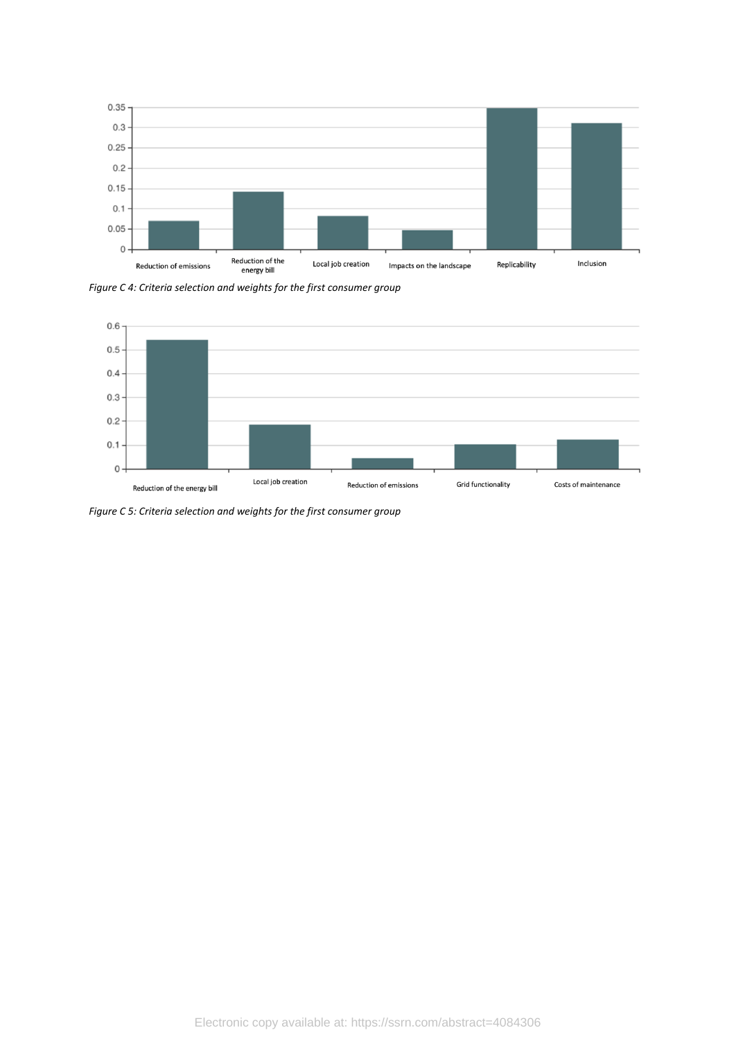0.35
0.3
0.25
0.2
0.15
0.1
0.05
0

Reduction of emissions
Reduction of the energy bill
Local job creation
Impacts on the landscape
Replicability
Inclusion

*Figure C 4: Criteria selection and weights for the first consumer group*

0.6
0.5
0.4
0.3
0.2
0.1
0

Reduction of the energy bill
Local job creation
Reduction of emissions
Grid functionality
Costs of maintenance

*Figure C 5: Criteria selection and weights for the first consumer group*